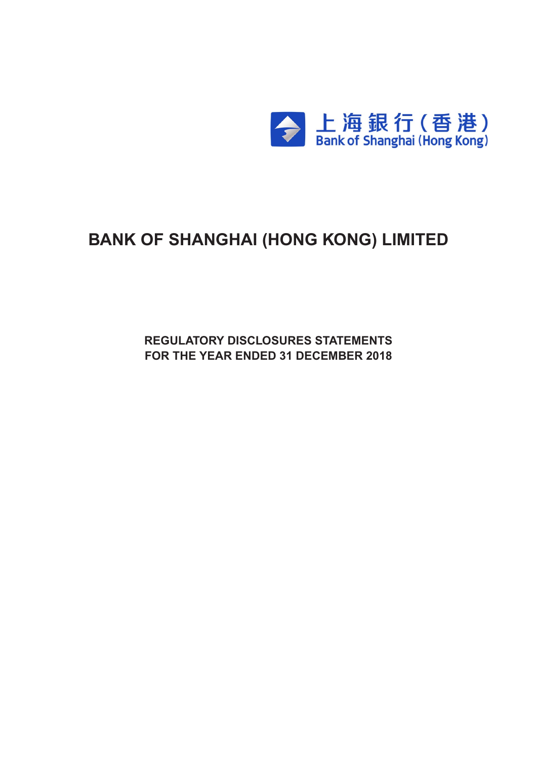上海銀行（香港）
Bank of Shanghai (Hong Kong)

# BANK OF SHANGHAI (HONG KONG) LIMITED

## REGULATORY DISCLOSURES STATEMENTS
## FOR THE YEAR ENDED 31 DECEMBER 2018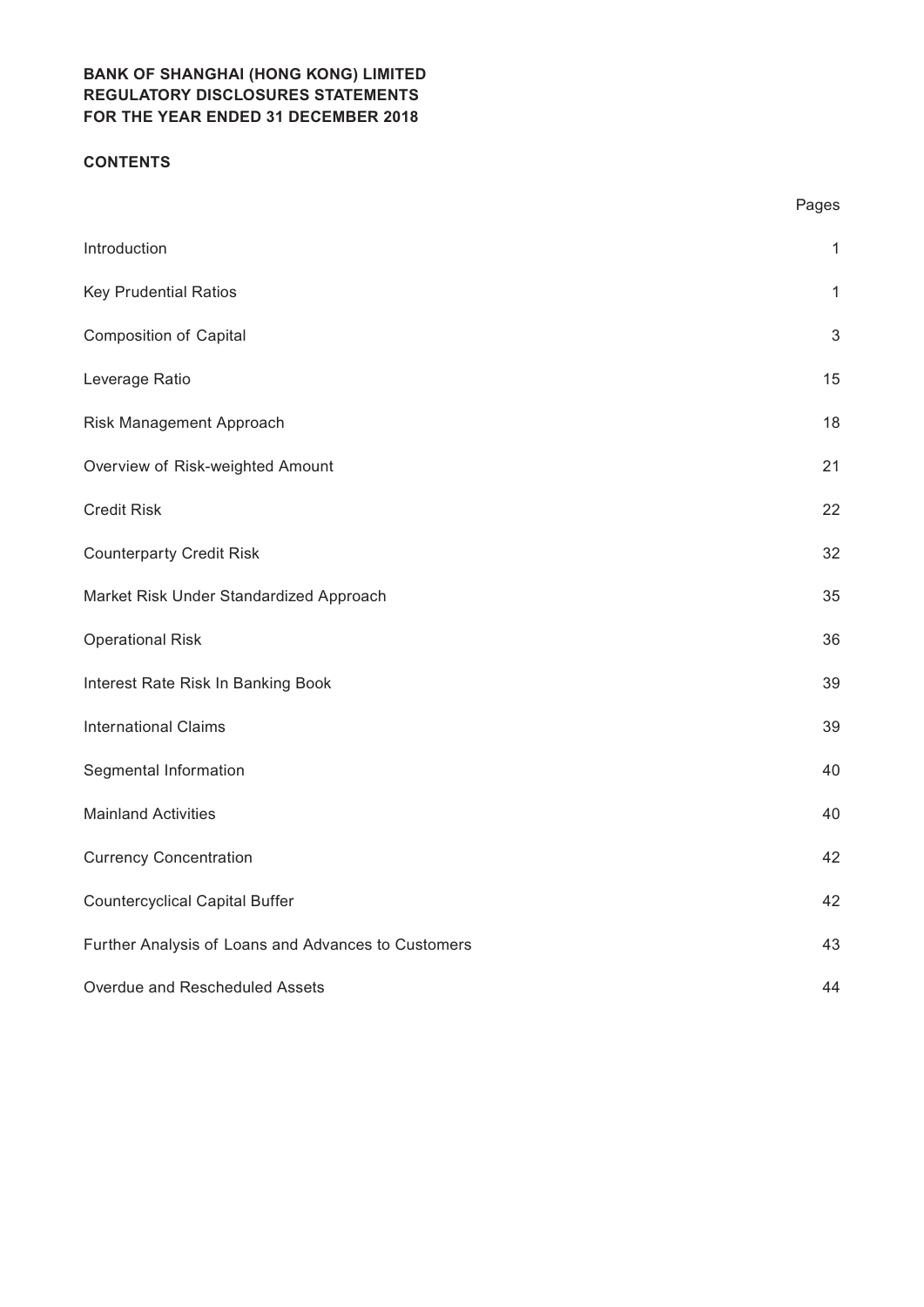**BANK OF SHANGHAI (HONG KONG) LIMITED**
**REGULATORY DISCLOSURES STATEMENTS**
**FOR THE YEAR ENDED 31 DECEMBER 2018**

**CONTENTS**

| | Pages |
|---|---|
| Introduction | 1 |
| Key Prudential Ratios | 1 |
| Composition of Capital | 3 |
| Leverage Ratio | 15 |
| Risk Management Approach | 18 |
| Overview of Risk-weighted Amount | 21 |
| Credit Risk | 22 |
| Counterparty Credit Risk | 32 |
| Market Risk Under Standardized Approach | 35 |
| Operational Risk | 36 |
| Interest Rate Risk In Banking Book | 39 |
| International Claims | 39 |
| Segmental Information | 40 |
| Mainland Activities | 40 |
| Currency Concentration | 42 |
| Countercyclical Capital Buffer | 42 |
| Further Analysis of Loans and Advances to Customers | 43 |
| Overdue and Rescheduled Assets | 44 |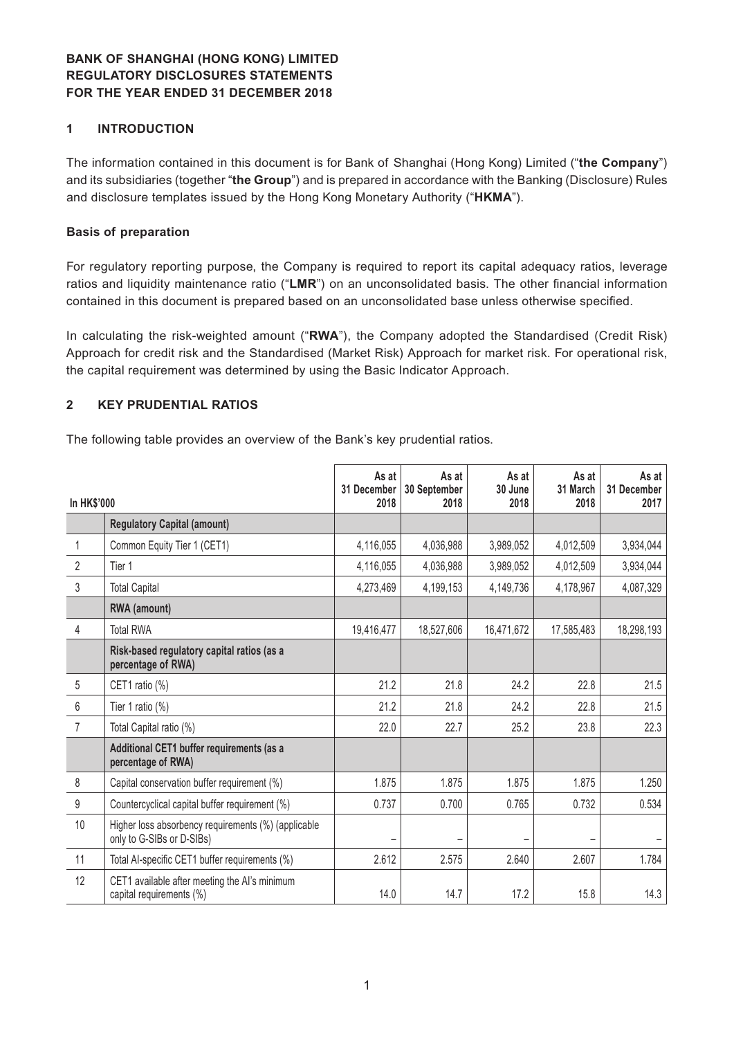**BANK OF SHANGHAI (HONG KONG) LIMITED**
**REGULATORY DISCLOSURES STATEMENTS**
**FOR THE YEAR ENDED 31 DECEMBER 2018**

## 1 INTRODUCTION

The information contained in this document is for Bank of Shanghai (Hong Kong) Limited ("**the Company**") and its subsidiaries (together "**the Group**") and is prepared in accordance with the Banking (Disclosure) Rules and disclosure templates issued by the Hong Kong Monetary Authority ("**HKMA**").

### Basis of preparation

For regulatory reporting purpose, the Company is required to report its capital adequacy ratios, leverage ratios and liquidity maintenance ratio ("**LMR**") on an unconsolidated basis. The other financial information contained in this document is prepared based on an unconsolidated base unless otherwise specified.

In calculating the risk-weighted amount ("**RWA**"), the Company adopted the Standardised (Credit Risk) Approach for credit risk and the Standardised (Market Risk) Approach for market risk. For operational risk, the capital requirement was determined by using the Basic Indicator Approach.

## 2 KEY PRUDENTIAL RATIOS

The following table provides an overview of the Bank's key prudential ratios.

| In HK$'000 | | As at 31 December 2018 | As at 30 September 2018 | As at 30 June 2018 | As at 31 March 2018 | As at 31 December 2017 |
|---|---|---|---|---|---|---|
| | **Regulatory Capital (amount)** | | | | | |
| 1 | Common Equity Tier 1 (CET1) | 4,116,055 | 4,036,988 | 3,989,052 | 4,012,509 | 3,934,044 |
| 2 | Tier 1 | 4,116,055 | 4,036,988 | 3,989,052 | 4,012,509 | 3,934,044 |
| 3 | Total Capital | 4,273,469 | 4,199,153 | 4,149,736 | 4,178,967 | 4,087,329 |
| | **RWA (amount)** | | | | | |
| 4 | Total RWA | 19,416,477 | 18,527,606 | 16,471,672 | 17,585,483 | 18,298,193 |
| | **Risk-based regulatory capital ratios (as a percentage of RWA)** | | | | | |
| 5 | CET1 ratio (%) | 21.2 | 21.8 | 24.2 | 22.8 | 21.5 |
| 6 | Tier 1 ratio (%) | 21.2 | 21.8 | 24.2 | 22.8 | 21.5 |
| 7 | Total Capital ratio (%) | 22.0 | 22.7 | 25.2 | 23.8 | 22.3 |
| | **Additional CET1 buffer requirements (as a percentage of RWA)** | | | | | |
| 8 | Capital conservation buffer requirement (%) | 1.875 | 1.875 | 1.875 | 1.875 | 1.250 |
| 9 | Countercyclical capital buffer requirement (%) | 0.737 | 0.700 | 0.765 | 0.732 | 0.534 |
| 10 | Higher loss absorbency requirements (%) (applicable only to G-SIBs or D-SIBs) | – | – | – | – | – |
| 11 | Total AI-specific CET1 buffer requirements (%) | 2.612 | 2.575 | 2.640 | 2.607 | 1.784 |
| 12 | CET1 available after meeting the AI's minimum capital requirements (%) | 14.0 | 14.7 | 17.2 | 15.8 | 14.3 |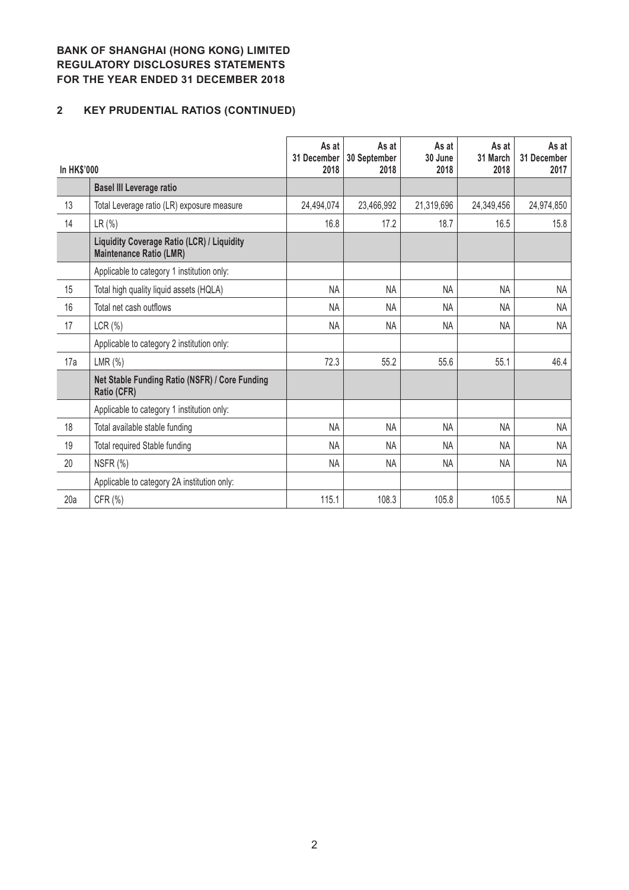**BANK OF SHANGHAI (HONG KONG) LIMITED**
**REGULATORY DISCLOSURES STATEMENTS**
**FOR THE YEAR ENDED 31 DECEMBER 2018**

## 2 KEY PRUDENTIAL RATIOS (CONTINUED)

| In HK$'000 | | As at 31 December 2018 | As at 30 September 2018 | As at 30 June 2018 | As at 31 March 2018 | As at 31 December 2017 |
|---|---|---|---|---|---|---|
| | **Basel III Leverage ratio** | | | | | |
| 13 | Total Leverage ratio (LR) exposure measure | 24,494,074 | 23,466,992 | 21,319,696 | 24,349,456 | 24,974,850 |
| 14 | LR (%) | 16.8 | 17.2 | 18.7 | 16.5 | 15.8 |
| | **Liquidity Coverage Ratio (LCR) / Liquidity Maintenance Ratio (LMR)** | | | | | |
| | Applicable to category 1 institution only: | | | | | |
| 15 | Total high quality liquid assets (HQLA) | NA | NA | NA | NA | NA |
| 16 | Total net cash outflows | NA | NA | NA | NA | NA |
| 17 | LCR (%) | NA | NA | NA | NA | NA |
| | Applicable to category 2 institution only: | | | | | |
| 17a | LMR (%) | 72.3 | 55.2 | 55.6 | 55.1 | 46.4 |
| | **Net Stable Funding Ratio (NSFR) / Core Funding Ratio (CFR)** | | | | | |
| | Applicable to category 1 institution only: | | | | | |
| 18 | Total available stable funding | NA | NA | NA | NA | NA |
| 19 | Total required Stable funding | NA | NA | NA | NA | NA |
| 20 | NSFR (%) | NA | NA | NA | NA | NA |
| | Applicable to category 2A institution only: | | | | | |
| 20a | CFR (%) | 115.1 | 108.3 | 105.8 | 105.5 | NA |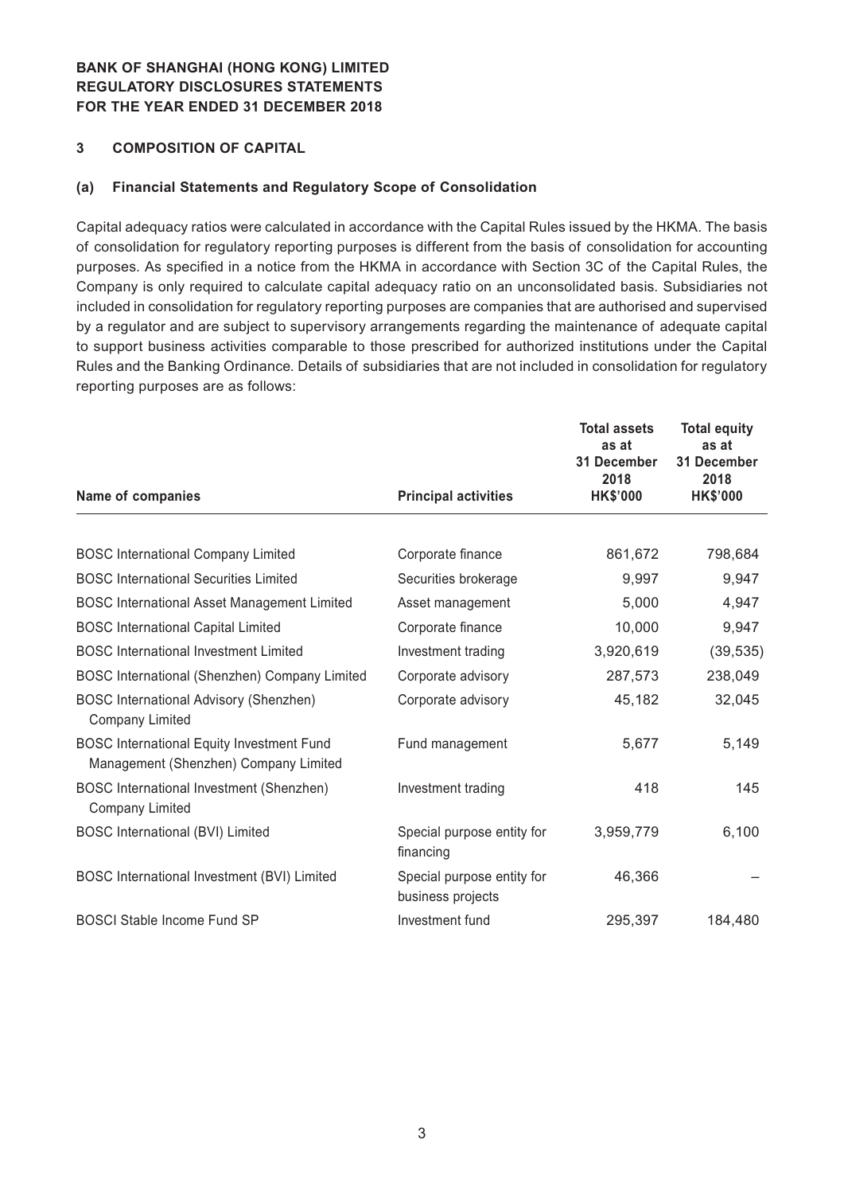**BANK OF SHANGHAI (HONG KONG) LIMITED**
**REGULATORY DISCLOSURES STATEMENTS**
**FOR THE YEAR ENDED 31 DECEMBER 2018**

## 3 COMPOSITION OF CAPITAL

### (a) Financial Statements and Regulatory Scope of Consolidation

Capital adequacy ratios were calculated in accordance with the Capital Rules issued by the HKMA. The basis of consolidation for regulatory reporting purposes is different from the basis of consolidation for accounting purposes. As specified in a notice from the HKMA in accordance with Section 3C of the Capital Rules, the Company is only required to calculate capital adequacy ratio on an unconsolidated basis. Subsidiaries not included in consolidation for regulatory reporting purposes are companies that are authorised and supervised by a regulator and are subject to supervisory arrangements regarding the maintenance of adequate capital to support business activities comparable to those prescribed for authorized institutions under the Capital Rules and the Banking Ordinance. Details of subsidiaries that are not included in consolidation for regulatory reporting purposes are as follows:

| Name of companies | Principal activities | Total assets as at 31 December 2018 HK$'000 | Total equity as at 31 December 2018 HK$'000 |
|---|---|---|---|
| BOSC International Company Limited | Corporate finance | 861,672 | 798,684 |
| BOSC International Securities Limited | Securities brokerage | 9,997 | 9,947 |
| BOSC International Asset Management Limited | Asset management | 5,000 | 4,947 |
| BOSC International Capital Limited | Corporate finance | 10,000 | 9,947 |
| BOSC International Investment Limited | Investment trading | 3,920,619 | (39,535) |
| BOSC International (Shenzhen) Company Limited | Corporate advisory | 287,573 | 238,049 |
| BOSC International Advisory (Shenzhen) Company Limited | Corporate advisory | 45,182 | 32,045 |
| BOSC International Equity Investment Fund Management (Shenzhen) Company Limited | Fund management | 5,677 | 5,149 |
| BOSC International Investment (Shenzhen) Company Limited | Investment trading | 418 | 145 |
| BOSC International (BVI) Limited | Special purpose entity for financing | 3,959,779 | 6,100 |
| BOSC International Investment (BVI) Limited | Special purpose entity for business projects | 46,366 | – |
| BOSCI Stable Income Fund SP | Investment fund | 295,397 | 184,480 |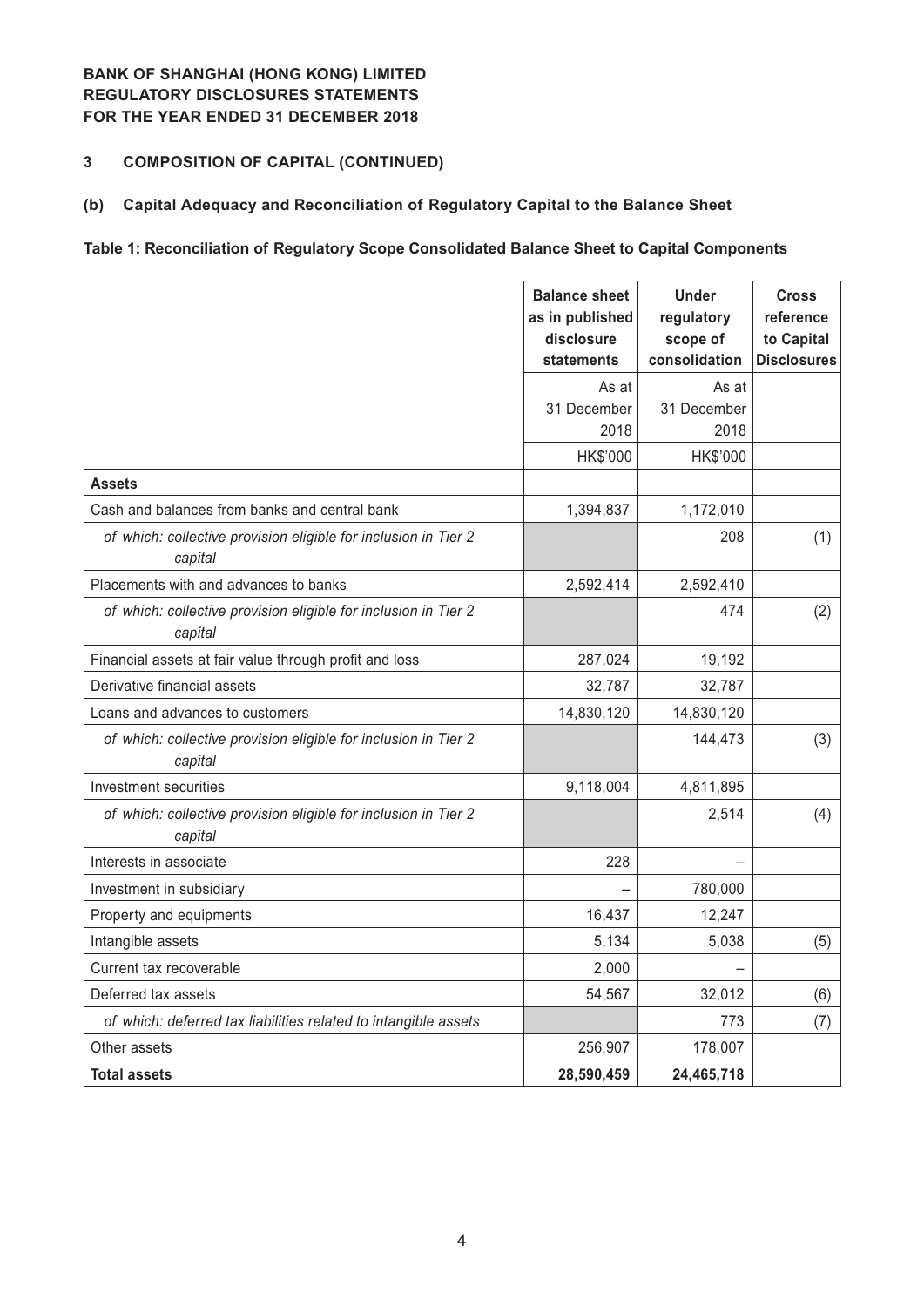**BANK OF SHANGHAI (HONG KONG) LIMITED**
**REGULATORY DISCLOSURES STATEMENTS**
**FOR THE YEAR ENDED 31 DECEMBER 2018**

## 3 COMPOSITION OF CAPITAL (CONTINUED)

### (b) Capital Adequacy and Reconciliation of Regulatory Capital to the Balance Sheet

**Table 1: Reconciliation of Regulatory Scope Consolidated Balance Sheet to Capital Components**

| | Balance sheet as in published disclosure statements | Under regulatory scope of consolidation | Cross reference to Capital Disclosures |
|---|---|---|---|
| | As at 31 December 2018 | As at 31 December 2018 | |
| | HK$'000 | HK$'000 | |
| **Assets** | | | |
| Cash and balances from banks and central bank | 1,394,837 | 1,172,010 | |
| *of which: collective provision eligible for inclusion in Tier 2 capital* | | 208 | (1) |
| Placements with and advances to banks | 2,592,414 | 2,592,410 | |
| *of which: collective provision eligible for inclusion in Tier 2 capital* | | 474 | (2) |
| Financial assets at fair value through profit and loss | 287,024 | 19,192 | |
| Derivative financial assets | 32,787 | 32,787 | |
| Loans and advances to customers | 14,830,120 | 14,830,120 | |
| *of which: collective provision eligible for inclusion in Tier 2 capital* | | 144,473 | (3) |
| Investment securities | 9,118,004 | 4,811,895 | |
| *of which: collective provision eligible for inclusion in Tier 2 capital* | | 2,514 | (4) |
| Interests in associate | 228 | – | |
| Investment in subsidiary | – | 780,000 | |
| Property and equipments | 16,437 | 12,247 | |
| Intangible assets | 5,134 | 5,038 | (5) |
| Current tax recoverable | 2,000 | – | |
| Deferred tax assets | 54,567 | 32,012 | (6) |
| *of which: deferred tax liabilities related to intangible assets* | | 773 | (7) |
| Other assets | 256,907 | 178,007 | |
| **Total assets** | **28,590,459** | **24,465,718** | |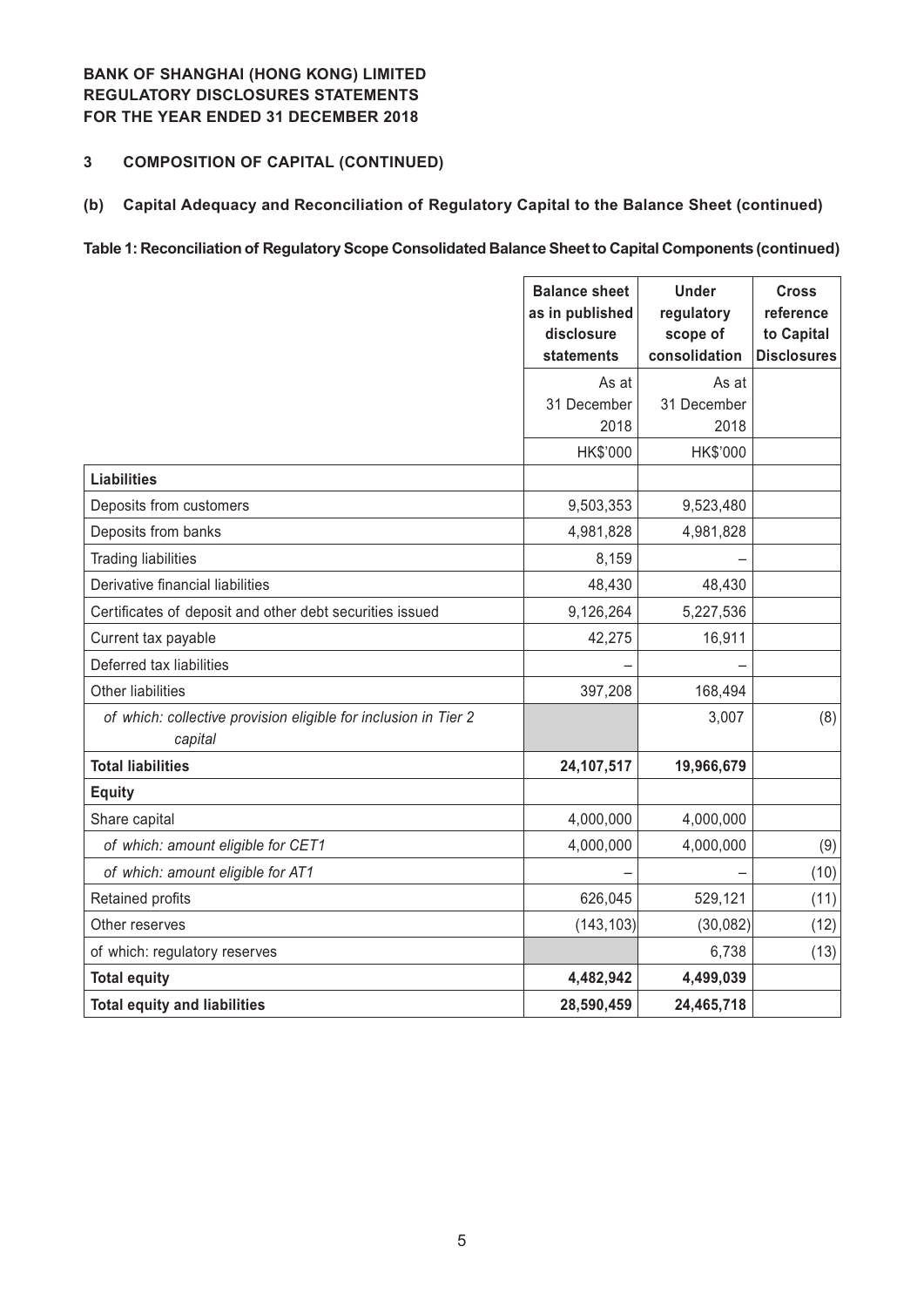**BANK OF SHANGHAI (HONG KONG) LIMITED**
**REGULATORY DISCLOSURES STATEMENTS**
**FOR THE YEAR ENDED 31 DECEMBER 2018**

### 3 COMPOSITION OF CAPITAL (CONTINUED)

### (b) Capital Adequacy and Reconciliation of Regulatory Capital to the Balance Sheet (continued)

**Table 1: Reconciliation of Regulatory Scope Consolidated Balance Sheet to Capital Components (continued)**

| | Balance sheet as in published disclosure statements | Under regulatory scope of consolidation | Cross reference to Capital Disclosures |
|---|---|---|---|
| | As at 31 December 2018 | As at 31 December 2018 | |
| | HK$'000 | HK$'000 | |
| **Liabilities** | | | |
| Deposits from customers | 9,503,353 | 9,523,480 | |
| Deposits from banks | 4,981,828 | 4,981,828 | |
| Trading liabilities | 8,159 | – | |
| Derivative financial liabilities | 48,430 | 48,430 | |
| Certificates of deposit and other debt securities issued | 9,126,264 | 5,227,536 | |
| Current tax payable | 42,275 | 16,911 | |
| Deferred tax liabilities | – | – | |
| Other liabilities | 397,208 | 168,494 | |
| *of which: collective provision eligible for inclusion in Tier 2 capital* | | 3,007 | (8) |
| **Total liabilities** | **24,107,517** | **19,966,679** | |
| **Equity** | | | |
| Share capital | 4,000,000 | 4,000,000 | |
| *of which: amount eligible for CET1* | 4,000,000 | 4,000,000 | (9) |
| *of which: amount eligible for AT1* | – | – | (10) |
| Retained profits | 626,045 | 529,121 | (11) |
| Other reserves | (143,103) | (30,082) | (12) |
| of which: regulatory reserves | | 6,738 | (13) |
| **Total equity** | **4,482,942** | **4,499,039** | |
| **Total equity and liabilities** | **28,590,459** | **24,465,718** | |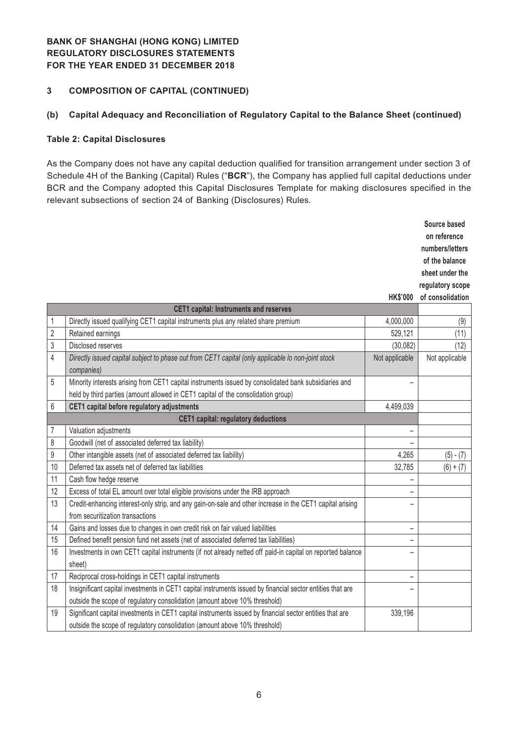**BANK OF SHANGHAI (HONG KONG) LIMITED**
**REGULATORY DISCLOSURES STATEMENTS**
**FOR THE YEAR ENDED 31 DECEMBER 2018**

## 3 COMPOSITION OF CAPITAL (CONTINUED)

### (b) Capital Adequacy and Reconciliation of Regulatory Capital to the Balance Sheet (continued)

#### Table 2: Capital Disclosures

As the Company does not have any capital deduction qualified for transition arrangement under section 3 of Schedule 4H of the Banking (Capital) Rules ("**BCR**"), the Company has applied full capital deductions under BCR and the Company adopted this Capital Disclosures Template for making disclosures specified in the relevant subsections of section 24 of Banking (Disclosures) Rules.

| | | HK$'000 | Source based on reference numbers/letters of the balance sheet under the regulatory scope of consolidation |
|---|---|---|---|
| | **CET1 capital: Instruments and reserves** | | |
| 1 | Directly issued qualifying CET1 capital instruments plus any related share premium | 4,000,000 | (9) |
| 2 | Retained earnings | 529,121 | (11) |
| 3 | Disclosed reserves | (30,082) | (12) |
| 4 | *Directly issued capital subject to phase out from CET1 capital (only applicable lo non-joint stock companies)* | Not applicable | Not applicable |
| 5 | Minority interests arising from CET1 capital instruments issued by consolidated bank subsidiaries and held by third parties (amount allowed in CET1 capital of the consolidation group) | – | |
| 6 | **CET1 capital before regulatory adjustments** | 4,499,039 | |
| | **CET1 capital: regulatory deductions** | | |
| 7 | Valuation adjustments | – | |
| 8 | Goodwill (net of associated deferred tax liability) | – | |
| 9 | Other intangible assets (net of associated deferred tax liability) | 4,265 | (5) - (7) |
| 10 | Deferred tax assets net of deferred tax liabilities | 32,785 | (6) + (7) |
| 11 | Cash flow hedge reserve | – | |
| 12 | Excess of total EL amount over total eligible provisions under the IRB approach | – | |
| 13 | Credit-enhancing interest-only strip, and any gain-on-sale and other increase in the CET1 capital arising from securitization transactions | – | |
| 14 | Gains and losses due to changes in own credit risk on fair valued liabilities | – | |
| 15 | Defined benefit pension fund net assets (net of associated deferred tax liabilities) | – | |
| 16 | Investments in own CET1 capital instruments (if not already netted off paid-in capital on reported balance sheet) | – | |
| 17 | Reciprocal cross-holdings in CET1 capital instruments | – | |
| 18 | Insignificant capital investments in CET1 capital instruments issued by financial sector entities that are outside the scope of regulatory consolidation (amount above 10% threshold) | – | |
| 19 | Significant capital investments in CET1 capital instruments issued by financial sector entities that are outside the scope of regulatory consolidation (amount above 10% threshold) | 339,196 | |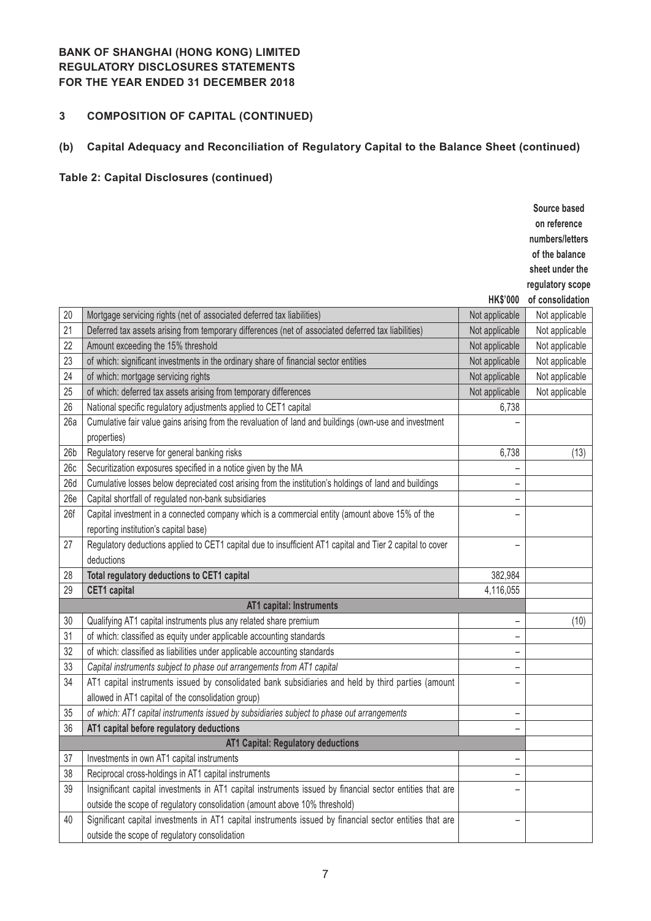**BANK OF SHANGHAI (HONG KONG) LIMITED**
**REGULATORY DISCLOSURES STATEMENTS**
**FOR THE YEAR ENDED 31 DECEMBER 2018**

## 3 COMPOSITION OF CAPITAL (CONTINUED)

### (b) Capital Adequacy and Reconciliation of Regulatory Capital to the Balance Sheet (continued)

**Table 2: Capital Disclosures (continued)**

| | | HK$'000 | Source based on reference numbers/letters of the balance sheet under the regulatory scope of consolidation |
|---|---|---|---|
| 20 | Mortgage servicing rights (net of associated deferred tax liabilities) | Not applicable | Not applicable |
| 21 | Deferred tax assets arising from temporary differences (net of associated deferred tax liabilities) | Not applicable | Not applicable |
| 22 | Amount exceeding the 15% threshold | Not applicable | Not applicable |
| 23 | of which: significant investments in the ordinary share of financial sector entities | Not applicable | Not applicable |
| 24 | of which: mortgage servicing rights | Not applicable | Not applicable |
| 25 | of which: deferred tax assets arising from temporary differences | Not applicable | Not applicable |
| 26 | National specific regulatory adjustments applied to CET1 capital | 6,738 | |
| 26a | Cumulative fair value gains arising from the revaluation of land and buildings (own-use and investment properties) | – | |
| 26b | Regulatory reserve for general banking risks | 6,738 | (13) |
| 26c | Securitization exposures specified in a notice given by the MA | – | |
| 26d | Cumulative losses below depreciated cost arising from the institution's holdings of land and buildings | – | |
| 26e | Capital shortfall of regulated non-bank subsidiaries | – | |
| 26f | Capital investment in a connected company which is a commercial entity (amount above 15% of the reporting institution's capital base) | – | |
| 27 | Regulatory deductions applied to CET1 capital due to insufficient AT1 capital and Tier 2 capital to cover deductions | – | |
| 28 | **Total regulatory deductions to CET1 capital** | 382,984 | |
| 29 | **CET1 capital** | 4,116,055 | |
| | **AT1 capital: Instruments** | | |
| 30 | Qualifying AT1 capital instruments plus any related share premium | – | (10) |
| 31 | of which: classified as equity under applicable accounting standards | – | |
| 32 | of which: classified as liabilities under applicable accounting standards | – | |
| 33 | *Capital instruments subject to phase out arrangements from AT1 capital* | – | |
| 34 | AT1 capital instruments issued by consolidated bank subsidiaries and held by third parties (amount allowed in AT1 capital of the consolidation group) | – | |
| 35 | *of which: AT1 capital instruments issued by subsidiaries subject to phase out arrangements* | – | |
| 36 | **AT1 capital before regulatory deductions** | – | |
| | **AT1 Capital: Regulatory deductions** | | |
| 37 | Investments in own AT1 capital instruments | – | |
| 38 | Reciprocal cross-holdings in AT1 capital instruments | – | |
| 39 | Insignificant capital investments in AT1 capital instruments issued by financial sector entities that are outside the scope of regulatory consolidation (amount above 10% threshold) | – | |
| 40 | Significant capital investments in AT1 capital instruments issued by financial sector entities that are outside the scope of regulatory consolidation | – | |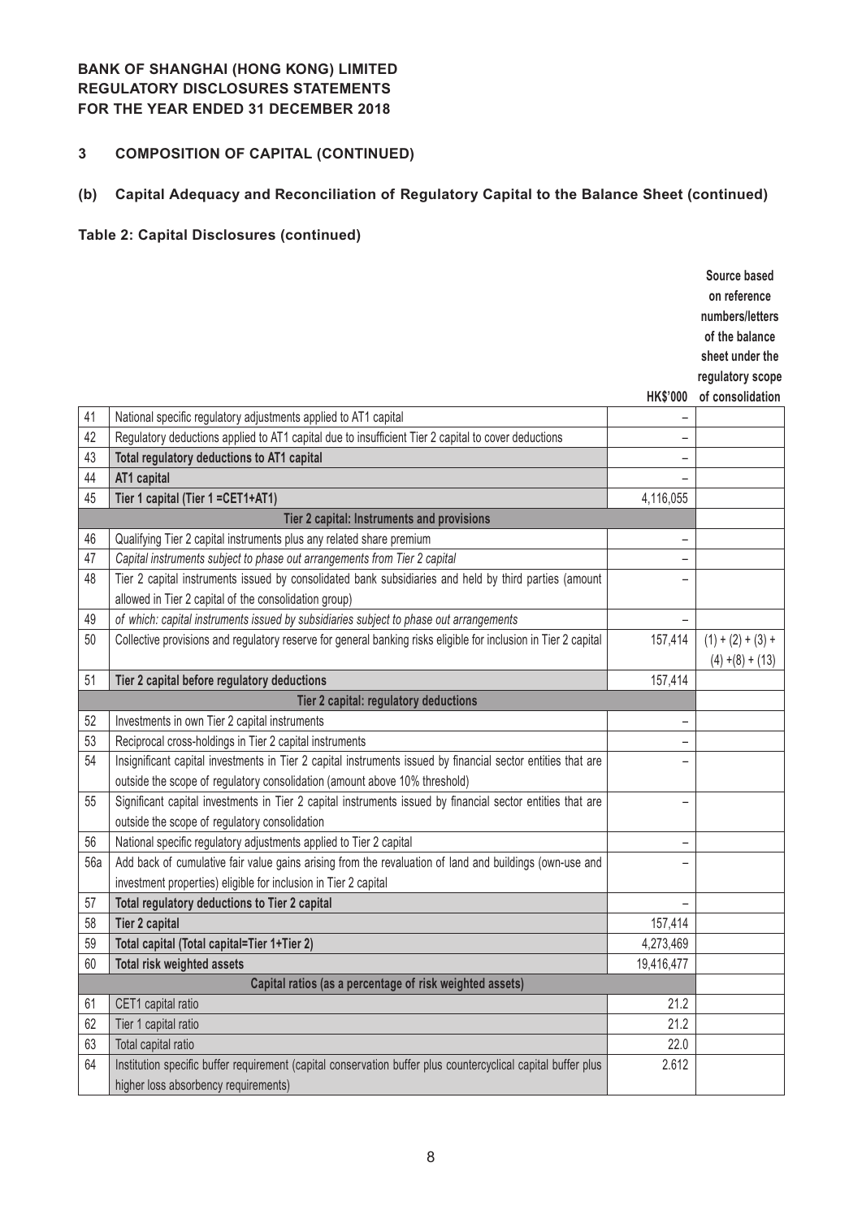**BANK OF SHANGHAI (HONG KONG) LIMITED**
**REGULATORY DISCLOSURES STATEMENTS**
**FOR THE YEAR ENDED 31 DECEMBER 2018**

## 3 COMPOSITION OF CAPITAL (CONTINUED)

### (b) Capital Adequacy and Reconciliation of Regulatory Capital to the Balance Sheet (continued)

**Table 2: Capital Disclosures (continued)**

| | | HK$'000 | Source based on reference numbers/letters of the balance sheet under the regulatory scope of consolidation |
|---|---|---|---|
| 41 | National specific regulatory adjustments applied to AT1 capital | – | |
| 42 | Regulatory deductions applied to AT1 capital due to insufficient Tier 2 capital to cover deductions | – | |
| 43 | **Total regulatory deductions to AT1 capital** | – | |
| 44 | **AT1 capital** | – | |
| 45 | **Tier 1 capital (Tier 1 =CET1+AT1)** | 4,116,055 | |
| | **Tier 2 capital: Instruments and provisions** | | |
| 46 | Qualifying Tier 2 capital instruments plus any related share premium | – | |
| 47 | *Capital instruments subject to phase out arrangements from Tier 2 capital* | – | |
| 48 | Tier 2 capital instruments issued by consolidated bank subsidiaries and held by third parties (amount allowed in Tier 2 capital of the consolidation group) | – | |
| 49 | *of which: capital instruments issued by subsidiaries subject to phase out arrangements* | – | |
| 50 | Collective provisions and regulatory reserve for general banking risks eligible for inclusion in Tier 2 capital | 157,414 | (1) + (2) + (3) + (4) +(8) + (13) |
| 51 | **Tier 2 capital before regulatory deductions** | 157,414 | |
| | **Tier 2 capital: regulatory deductions** | | |
| 52 | Investments in own Tier 2 capital instruments | – | |
| 53 | Reciprocal cross-holdings in Tier 2 capital instruments | – | |
| 54 | Insignificant capital investments in Tier 2 capital instruments issued by financial sector entities that are outside the scope of regulatory consolidation (amount above 10% threshold) | – | |
| 55 | Significant capital investments in Tier 2 capital instruments issued by financial sector entities that are outside the scope of regulatory consolidation | – | |
| 56 | National specific regulatory adjustments applied to Tier 2 capital | – | |
| 56a | Add back of cumulative fair value gains arising from the revaluation of land and buildings (own-use and investment properties) eligible for inclusion in Tier 2 capital | – | |
| 57 | **Total regulatory deductions to Tier 2 capital** | – | |
| 58 | **Tier 2 capital** | 157,414 | |
| 59 | **Total capital (Total capital=Tier 1+Tier 2)** | 4,273,469 | |
| 60 | **Total risk weighted assets** | 19,416,477 | |
| | **Capital ratios (as a percentage of risk weighted assets)** | | |
| 61 | CET1 capital ratio | 21.2 | |
| 62 | Tier 1 capital ratio | 21.2 | |
| 63 | Total capital ratio | 22.0 | |
| 64 | Institution specific buffer requirement (capital conservation buffer plus countercyclical capital buffer plus higher loss absorbency requirements) | 2.612 | |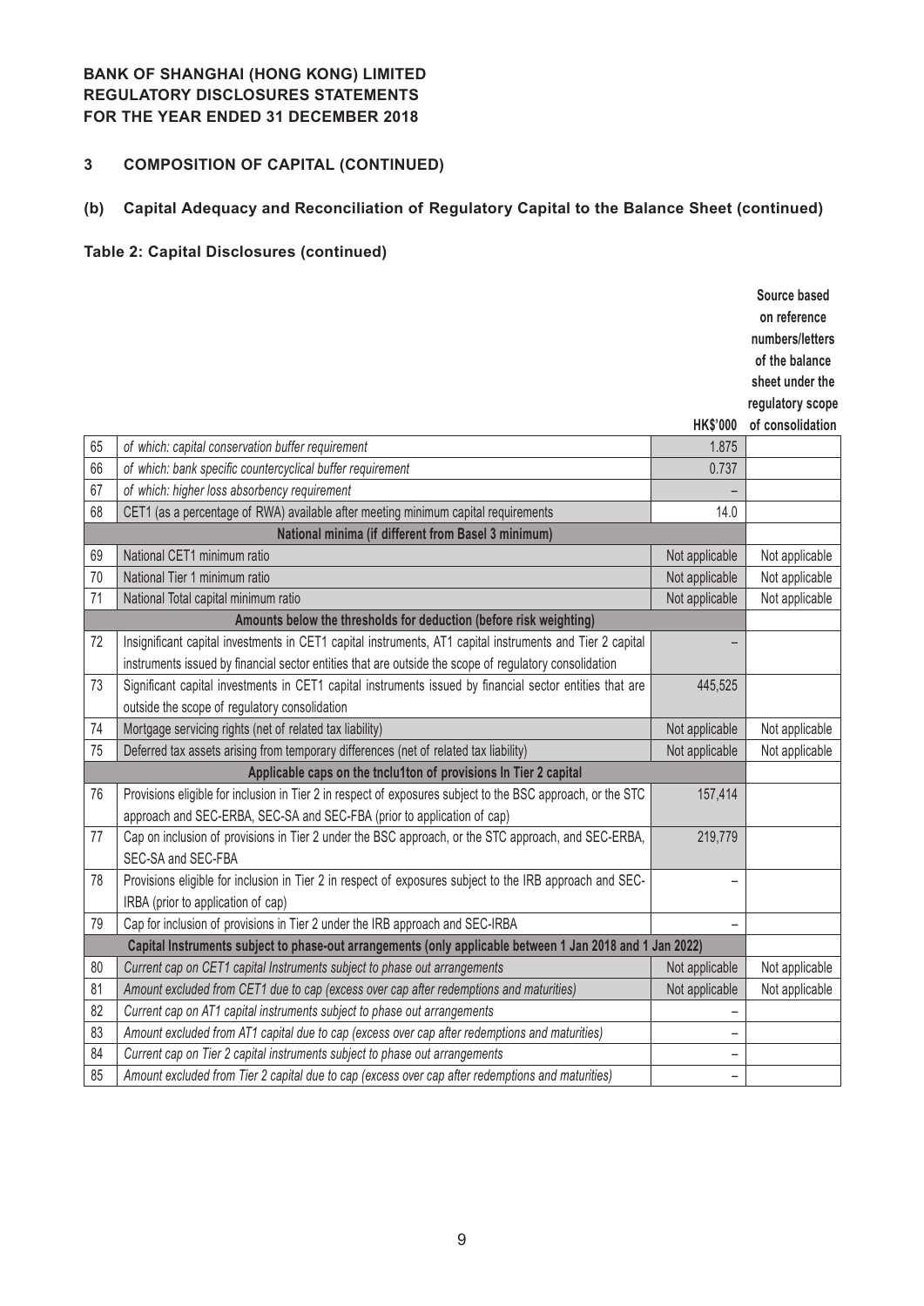**BANK OF SHANGHAI (HONG KONG) LIMITED**
**REGULATORY DISCLOSURES STATEMENTS**
**FOR THE YEAR ENDED 31 DECEMBER 2018**

## 3 COMPOSITION OF CAPITAL (CONTINUED)

### (b) Capital Adequacy and Reconciliation of Regulatory Capital to the Balance Sheet (continued)

**Table 2: Capital Disclosures (continued)**

| | | HK$'000 | Source based on reference numbers/letters of the balance sheet under the regulatory scope of consolidation |
|---|---|---|---|
| 65 | *of which: capital conservation buffer requirement* | 1.875 | |
| 66 | *of which: bank specific countercyclical buffer requirement* | 0.737 | |
| 67 | *of which: higher loss absorbency requirement* | – | |
| 68 | CET1 (as a percentage of RWA) available after meeting minimum capital requirements | 14.0 | |
| | **National minima (if different from Basel 3 minimum)** | | |
| 69 | National CET1 minimum ratio | Not applicable | Not applicable |
| 70 | National Tier 1 minimum ratio | Not applicable | Not applicable |
| 71 | National Total capital minimum ratio | Not applicable | Not applicable |
| | **Amounts below the thresholds for deduction (before risk weighting)** | | |
| 72 | Insignificant capital investments in CET1 capital instruments, AT1 capital instruments and Tier 2 capital instruments issued by financial sector entities that are outside the scope of regulatory consolidation | – | |
| 73 | Significant capital investments in CET1 capital instruments issued by financial sector entities that are outside the scope of regulatory consolidation | 445,525 | |
| 74 | Mortgage servicing rights (net of related tax liability) | Not applicable | Not applicable |
| 75 | Deferred tax assets arising from temporary differences (net of related tax liability) | Not applicable | Not applicable |
| | **Applicable caps on the tnclu1ton of provisions In Tier 2 capital** | | |
| 76 | Provisions eligible for inclusion in Tier 2 in respect of exposures subject to the BSC approach, or the STC approach and SEC-ERBA, SEC-SA and SEC-FBA (prior to application of cap) | 157,414 | |
| 77 | Cap on inclusion of provisions in Tier 2 under the BSC approach, or the STC approach, and SEC-ERBA, SEC-SA and SEC-FBA | 219,779 | |
| 78 | Provisions eligible for inclusion in Tier 2 in respect of exposures subject to the IRB approach and SEC-IRBA (prior to application of cap) | – | |
| 79 | Cap for inclusion of provisions in Tier 2 under the IRB approach and SEC-IRBA | – | |
| | **Capital Instruments subject to phase-out arrangements (only applicable between 1 Jan 2018 and 1 Jan 2022)** | | |
| 80 | *Current cap on CET1 capital Instruments subject to phase out arrangements* | Not applicable | Not applicable |
| 81 | *Amount excluded from CET1 due to cap (excess over cap after redemptions and maturities)* | Not applicable | Not applicable |
| 82 | *Current cap on AT1 capital instruments subject to phase out arrangements* | – | |
| 83 | *Amount excluded from AT1 capital due to cap (excess over cap after redemptions and maturities)* | – | |
| 84 | *Current cap on Tier 2 capital instruments subject to phase out arrangements* | – | |
| 85 | *Amount excluded from Tier 2 capital due to cap (excess over cap after redemptions and maturities)* | – | |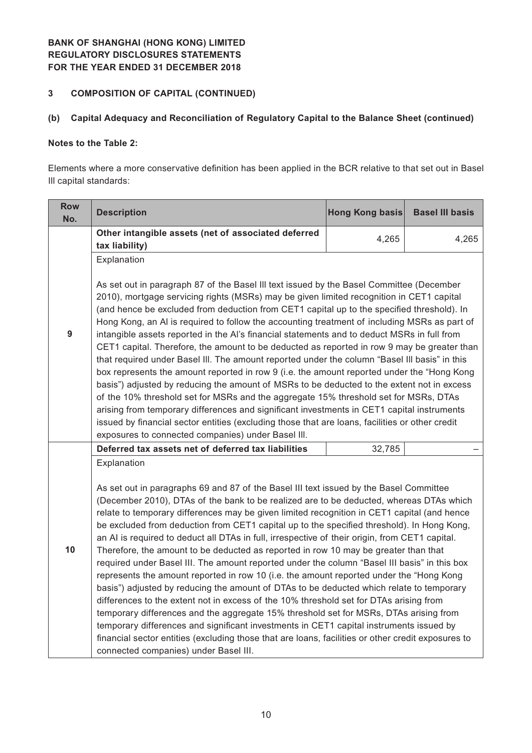**BANK OF SHANGHAI (HONG KONG) LIMITED**
**REGULATORY DISCLOSURES STATEMENTS**
**FOR THE YEAR ENDED 31 DECEMBER 2018**

## 3 COMPOSITION OF CAPITAL (CONTINUED)

### (b) Capital Adequacy and Reconciliation of Regulatory Capital to the Balance Sheet (continued)

**Notes to the Table 2:**

Elements where a more conservative definition has been applied in the BCR relative to that set out in Basel III capital standards:

| Row No. | Description | Hong Kong basis | Basel III basis |
|---|---|---|---|
| 9 | **Other intangible assets (net of associated deferred tax liability)** | 4,265 | 4,265 |
| | Explanation<br><br>As set out in paragraph 87 of the Basel III text issued by the Basel Committee (December 2010), mortgage servicing rights (MSRs) may be given limited recognition in CET1 capital (and hence be excluded from deduction from CET1 capital up to the specified threshold). In Hong Kong, an AI is required to follow the accounting treatment of including MSRs as part of intangible assets reported in the AI's financial statements and to deduct MSRs in full from CET1 capital. Therefore, the amount to be deducted as reported in row 9 may be greater than that required under Basel III. The amount reported under the column "Basel III basis" in this box represents the amount reported in row 9 (i.e. the amount reported under the "Hong Kong basis") adjusted by reducing the amount of MSRs to be deducted to the extent not in excess of the 10% threshold set for MSRs and the aggregate 15% threshold set for MSRs, DTAs arising from temporary differences and significant investments in CET1 capital instruments issued by financial sector entities (excluding those that are loans, facilities or other credit exposures to connected companies) under Basel III. | | |
| 10 | **Deferred tax assets net of deferred tax liabilities** | 32,785 | – |
| | Explanation<br><br>As set out in paragraphs 69 and 87 of the Basel III text issued by the Basel Committee (December 2010), DTAs of the bank to be realized are to be deducted, whereas DTAs which relate to temporary differences may be given limited recognition in CET1 capital (and hence be excluded from deduction from CET1 capital up to the specified threshold). In Hong Kong, an AI is required to deduct all DTAs in full, irrespective of their origin, from CET1 capital. Therefore, the amount to be deducted as reported in row 10 may be greater than that required under Basel III. The amount reported under the column "Basel III basis" in this box represents the amount reported in row 10 (i.e. the amount reported under the "Hong Kong basis") adjusted by reducing the amount of DTAs to be deducted which relate to temporary differences to the extent not in excess of the 10% threshold set for DTAs arising from temporary differences and the aggregate 15% threshold set for MSRs, DTAs arising from temporary differences and significant investments in CET1 capital instruments issued by financial sector entities (excluding those that are loans, facilities or other credit exposures to connected companies) under Basel III. | | |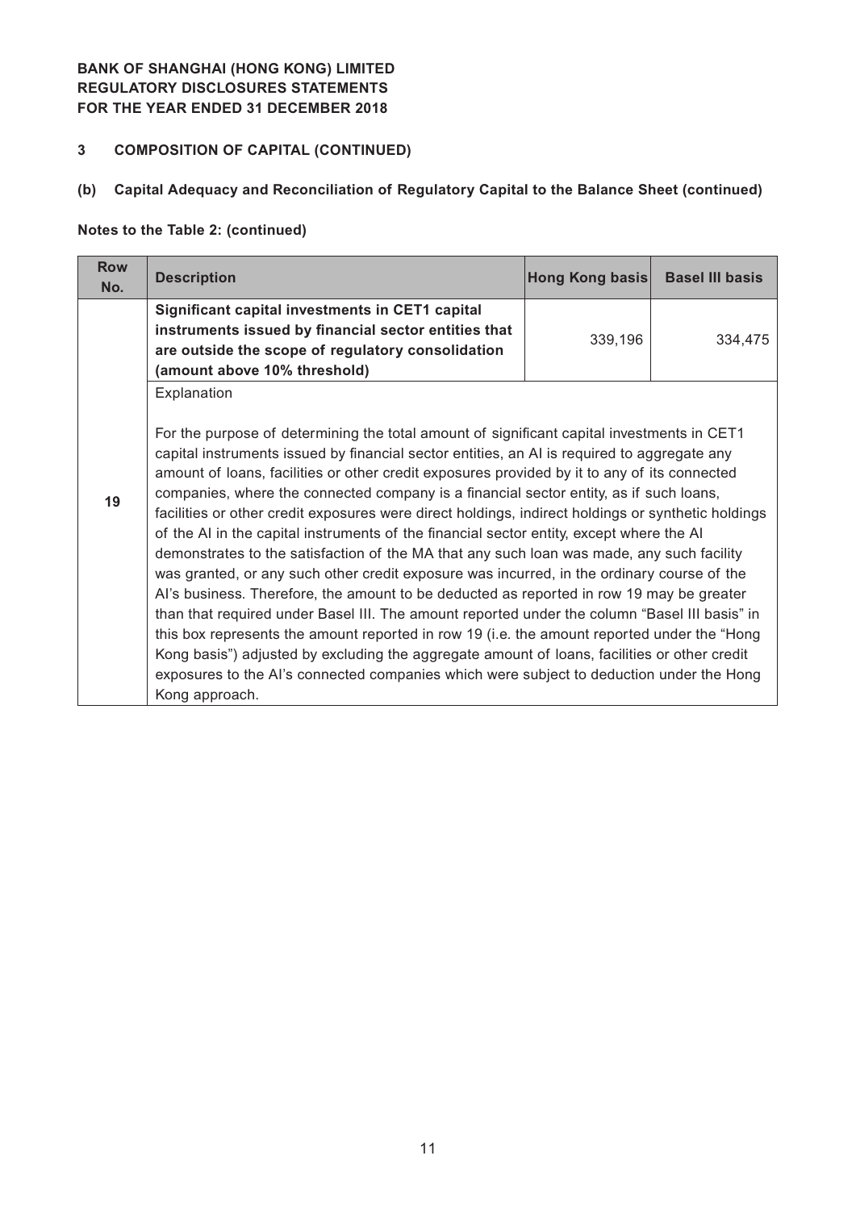**BANK OF SHANGHAI (HONG KONG) LIMITED**
**REGULATORY DISCLOSURES STATEMENTS**
**FOR THE YEAR ENDED 31 DECEMBER 2018**

## 3 COMPOSITION OF CAPITAL (CONTINUED)

### (b) Capital Adequacy and Reconciliation of Regulatory Capital to the Balance Sheet (continued)

**Notes to the Table 2: (continued)**

| Row No. | Description | Hong Kong basis | Basel III basis |
|---|---|---|---|
| 19 | **Significant capital investments in CET1 capital instruments issued by financial sector entities that are outside the scope of regulatory consolidation (amount above 10% threshold)** | 339,196 | 334,475 |
| | Explanation<br><br>For the purpose of determining the total amount of significant capital investments in CET1 capital instruments issued by financial sector entities, an AI is required to aggregate any amount of loans, facilities or other credit exposures provided by it to any of its connected companies, where the connected company is a financial sector entity, as if such loans, facilities or other credit exposures were direct holdings, indirect holdings or synthetic holdings of the AI in the capital instruments of the financial sector entity, except where the AI demonstrates to the satisfaction of the MA that any such loan was made, any such facility was granted, or any such other credit exposure was incurred, in the ordinary course of the AI's business. Therefore, the amount to be deducted as reported in row 19 may be greater than that required under Basel III. The amount reported under the column "Basel III basis" in this box represents the amount reported in row 19 (i.e. the amount reported under the "Hong Kong basis") adjusted by excluding the aggregate amount of loans, facilities or other credit exposures to the AI's connected companies which were subject to deduction under the Hong Kong approach. | | |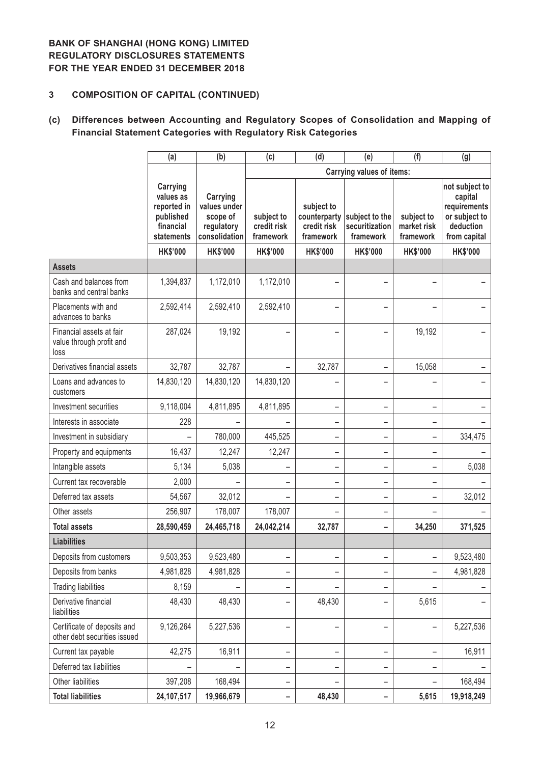**BANK OF SHANGHAI (HONG KONG) LIMITED**
**REGULATORY DISCLOSURES STATEMENTS**
**FOR THE YEAR ENDED 31 DECEMBER 2018**

## 3 COMPOSITION OF CAPITAL (CONTINUED)

### (c) Differences between Accounting and Regulatory Scopes of Consolidation and Mapping of Financial Statement Categories with Regulatory Risk Categories

| | (a) | (b) | (c) | (d) | (e) | (f) | (g) |
|---|---|---|---|---|---|---|---|
| | | | Carrying values of items: | | | | |
| | Carrying values as reported in published financial statements | Carrying values under scope of regulatory consolidation | subject to credit risk framework | subject to counterparty credit risk framework | subject to the securitization framework | subject to market risk framework | not subject to capital requirements or subject to deduction from capital |
| | HK$'000 | HK$'000 | HK$'000 | HK$'000 | HK$'000 | HK$'000 | HK$'000 |
| **Assets** | | | | | | | |
| Cash and balances from banks and central banks | 1,394,837 | 1,172,010 | 1,172,010 | – | – | – | – |
| Placements with and advances to banks | 2,592,414 | 2,592,410 | 2,592,410 | – | – | – | – |
| Financial assets at fair value through profit and loss | 287,024 | 19,192 | – | – | – | 19,192 | – |
| Derivatives financial assets | 32,787 | 32,787 | – | 32,787 | – | 15,058 | – |
| Loans and advances to customers | 14,830,120 | 14,830,120 | 14,830,120 | – | – | – | – |
| Investment securities | 9,118,004 | 4,811,895 | 4,811,895 | – | – | – | – |
| Interests in associate | 228 | – | – | – | – | – | – |
| Investment in subsidiary | – | 780,000 | 445,525 | – | – | – | 334,475 |
| Property and equipments | 16,437 | 12,247 | 12,247 | – | – | – | – |
| Intangible assets | 5,134 | 5,038 | – | – | – | – | 5,038 |
| Current tax recoverable | 2,000 | – | – | – | – | – | – |
| Deferred tax assets | 54,567 | 32,012 | – | – | – | – | 32,012 |
| Other assets | 256,907 | 178,007 | 178,007 | – | – | – | – |
| **Total assets** | **28,590,459** | **24,465,718** | **24,042,214** | **32,787** | **–** | **34,250** | **371,525** |
| **Liabilities** | | | | | | | |
| Deposits from customers | 9,503,353 | 9,523,480 | – | – | – | – | 9,523,480 |
| Deposits from banks | 4,981,828 | 4,981,828 | – | – | – | – | 4,981,828 |
| Trading liabilities | 8,159 | – | – | – | – | – | – |
| Derivative financial liabilities | 48,430 | 48,430 | – | 48,430 | – | 5,615 | – |
| Certificate of deposits and other debt securities issued | 9,126,264 | 5,227,536 | – | – | – | – | 5,227,536 |
| Current tax payable | 42,275 | 16,911 | – | – | – | – | 16,911 |
| Deferred tax liabilities | – | – | – | – | – | – | – |
| Other liabilities | 397,208 | 168,494 | – | – | – | – | 168,494 |
| **Total liabilities** | **24,107,517** | **19,966,679** | **–** | **48,430** | **–** | **5,615** | **19,918,249** |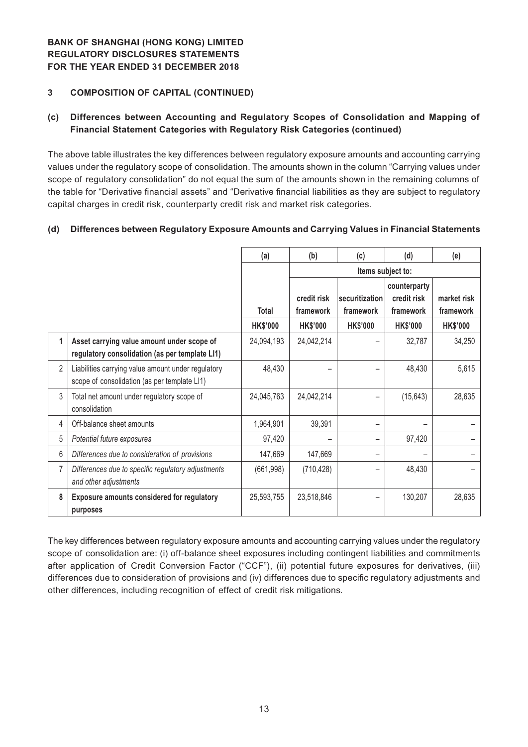**BANK OF SHANGHAI (HONG KONG) LIMITED**
**REGULATORY DISCLOSURES STATEMENTS**
**FOR THE YEAR ENDED 31 DECEMBER 2018**

## 3 COMPOSITION OF CAPITAL (CONTINUED)

### (c) Differences between Accounting and Regulatory Scopes of Consolidation and Mapping of Financial Statement Categories with Regulatory Risk Categories (continued)

The above table illustrates the key differences between regulatory exposure amounts and accounting carrying values under the regulatory scope of consolidation. The amounts shown in the column "Carrying values under scope of regulatory consolidation" do not equal the sum of the amounts shown in the remaining columns of the table for "Derivative financial assets" and "Derivative financial liabilities as they are subject to regulatory capital charges in credit risk, counterparty credit risk and market risk categories.

### (d) Differences between Regulatory Exposure Amounts and Carrying Values in Financial Statements

| | | (a) | (b) | (c) | (d) | (e) |
|---|---|---|---|---|---|---|
| | | | Items subject to: | | | |
| | | Total | credit risk framework | securitization framework | counterparty credit risk framework | market risk framework |
| | | HK$'000 | HK$'000 | HK$'000 | HK$'000 | HK$'000 |
| **1** | **Asset carrying value amount under scope of regulatory consolidation (as per template LI1)** | 24,094,193 | 24,042,214 | – | 32,787 | 34,250 |
| 2 | Liabilities carrying value amount under regulatory scope of consolidation (as per template LI1) | 48,430 | – | – | 48,430 | 5,615 |
| 3 | Total net amount under regulatory scope of consolidation | 24,045,763 | 24,042,214 | – | (15,643) | 28,635 |
| 4 | Off-balance sheet amounts | 1,964,901 | 39,391 | – | – | – |
| 5 | *Potential future exposures* | 97,420 | – | – | 97,420 | – |
| 6 | *Differences due to consideration of provisions* | 147,669 | 147,669 | – | – | – |
| 7 | *Differences due to specific regulatory adjustments and other adjustments* | (661,998) | (710,428) | – | 48,430 | – |
| **8** | **Exposure amounts considered for regulatory purposes** | 25,593,755 | 23,518,846 | – | 130,207 | 28,635 |

The key differences between regulatory exposure amounts and accounting carrying values under the regulatory scope of consolidation are: (i) off-balance sheet exposures including contingent liabilities and commitments after application of Credit Conversion Factor ("CCF"), (ii) potential future exposures for derivatives, (iii) differences due to consideration of provisions and (iv) differences due to specific regulatory adjustments and other differences, including recognition of effect of credit risk mitigations.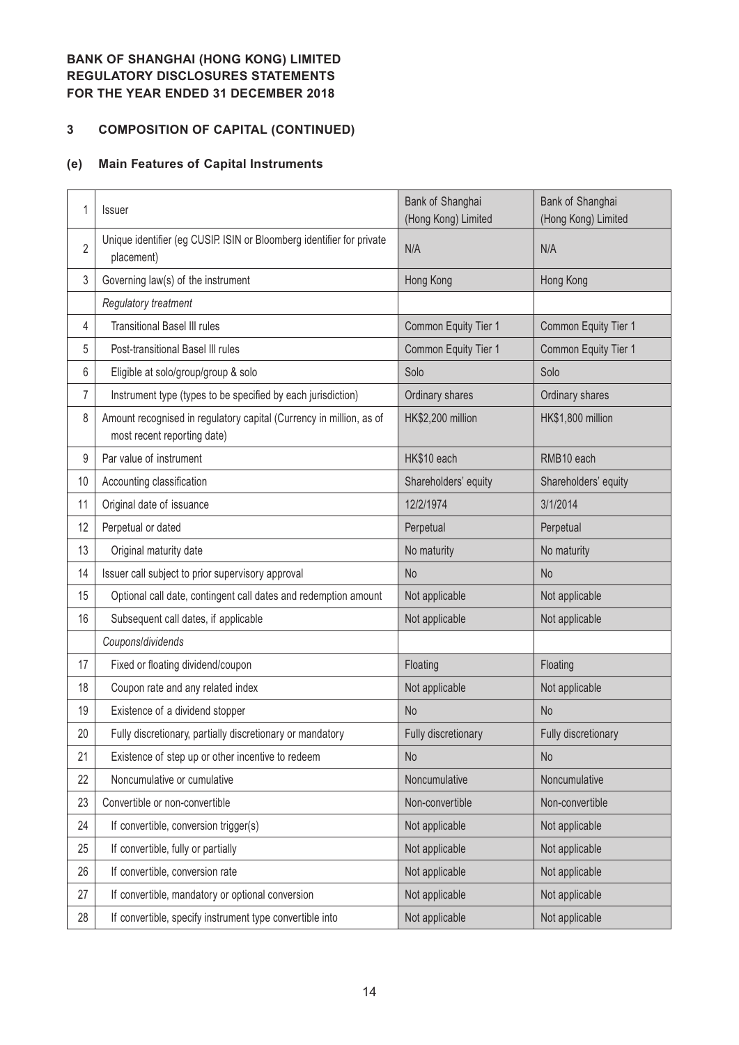**BANK OF SHANGHAI (HONG KONG) LIMITED**
**REGULATORY DISCLOSURES STATEMENTS**
**FOR THE YEAR ENDED 31 DECEMBER 2018**

## 3 COMPOSITION OF CAPITAL (CONTINUED)

### (e) Main Features of Capital Instruments

| | | | |
|---|---|---|---|
| 1 | Issuer | Bank of Shanghai (Hong Kong) Limited | Bank of Shanghai (Hong Kong) Limited |
| 2 | Unique identifier (eg CUSIP. ISIN or Bloomberg identifier for private placement) | N/A | N/A |
| 3 | Governing law(s) of the instrument | Hong Kong | Hong Kong |
| | *Regulatory treatment* | | |
| 4 | Transitional Basel III rules | Common Equity Tier 1 | Common Equity Tier 1 |
| 5 | Post-transitional Basel III rules | Common Equity Tier 1 | Common Equity Tier 1 |
| 6 | Eligible at solo/group/group & solo | Solo | Solo |
| 7 | Instrument type (types to be specified by each jurisdiction) | Ordinary shares | Ordinary shares |
| 8 | Amount recognised in regulatory capital (Currency in million, as of most recent reporting date) | HK$2,200 million | HK$1,800 million |
| 9 | Par value of instrument | HK$10 each | RMB10 each |
| 10 | Accounting classification | Shareholders' equity | Shareholders' equity |
| 11 | Original date of issuance | 12/2/1974 | 3/1/2014 |
| 12 | Perpetual or dated | Perpetual | Perpetual |
| 13 | Original maturity date | No maturity | No maturity |
| 14 | Issuer call subject to prior supervisory approval | No | No |
| 15 | Optional call date, contingent call dates and redemption amount | Not applicable | Not applicable |
| 16 | Subsequent call dates, if applicable | Not applicable | Not applicable |
| | *Coupons/dividends* | | |
| 17 | Fixed or floating dividend/coupon | Floating | Floating |
| 18 | Coupon rate and any related index | Not applicable | Not applicable |
| 19 | Existence of a dividend stopper | No | No |
| 20 | Fully discretionary, partially discretionary or mandatory | Fully discretionary | Fully discretionary |
| 21 | Existence of step up or other incentive to redeem | No | No |
| 22 | Noncumulative or cumulative | Noncumulative | Noncumulative |
| 23 | Convertible or non-convertible | Non-convertible | Non-convertible |
| 24 | If convertible, conversion trigger(s) | Not applicable | Not applicable |
| 25 | If convertible, fully or partially | Not applicable | Not applicable |
| 26 | If convertible, conversion rate | Not applicable | Not applicable |
| 27 | If convertible, mandatory or optional conversion | Not applicable | Not applicable |
| 28 | If convertible, specify instrument type convertible into | Not applicable | Not applicable |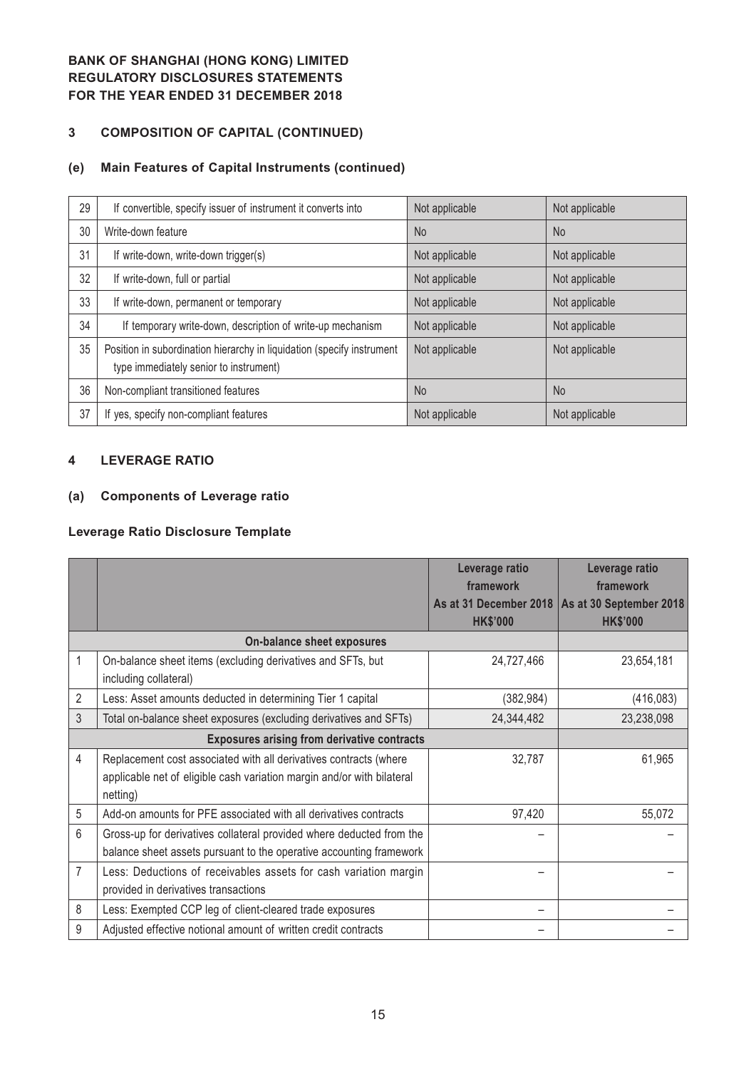**BANK OF SHANGHAI (HONG KONG) LIMITED**
**REGULATORY DISCLOSURES STATEMENTS**
**FOR THE YEAR ENDED 31 DECEMBER 2018**

## 3 COMPOSITION OF CAPITAL (CONTINUED)

### (e) Main Features of Capital Instruments (continued)

| | | | |
|---|---|---|---|
| 29 | If convertible, specify issuer of instrument it converts into | Not applicable | Not applicable |
| 30 | Write-down feature | No | No |
| 31 | If write-down, write-down trigger(s) | Not applicable | Not applicable |
| 32 | If write-down, full or partial | Not applicable | Not applicable |
| 33 | If write-down, permanent or temporary | Not applicable | Not applicable |
| 34 | If temporary write-down, description of write-up mechanism | Not applicable | Not applicable |
| 35 | Position in subordination hierarchy in liquidation (specify instrument type immediately senior to instrument) | Not applicable | Not applicable |
| 36 | Non-compliant transitioned features | No | No |
| 37 | If yes, specify non-compliant features | Not applicable | Not applicable |

## 4 LEVERAGE RATIO

### (a) Components of Leverage ratio

**Leverage Ratio Disclosure Template**

| | | Leverage ratio framework As at 31 December 2018 HK$'000 | Leverage ratio framework As at 30 September 2018 HK$'000 |
|---|---|---|---|
| | **On-balance sheet exposures** | | |
| 1 | On-balance sheet items (excluding derivatives and SFTs, but including collateral) | 24,727,466 | 23,654,181 |
| 2 | Less: Asset amounts deducted in determining Tier 1 capital | (382,984) | (416,083) |
| 3 | Total on-balance sheet exposures (excluding derivatives and SFTs) | 24,344,482 | 23,238,098 |
| | **Exposures arising from derivative contracts** | | |
| 4 | Replacement cost associated with all derivatives contracts (where applicable net of eligible cash variation margin and/or with bilateral netting) | 32,787 | 61,965 |
| 5 | Add-on amounts for PFE associated with all derivatives contracts | 97,420 | 55,072 |
| 6 | Gross-up for derivatives collateral provided where deducted from the balance sheet assets pursuant to the operative accounting framework | – | – |
| 7 | Less: Deductions of receivables assets for cash variation margin provided in derivatives transactions | – | – |
| 8 | Less: Exempted CCP leg of client-cleared trade exposures | – | – |
| 9 | Adjusted effective notional amount of written credit contracts | – | – |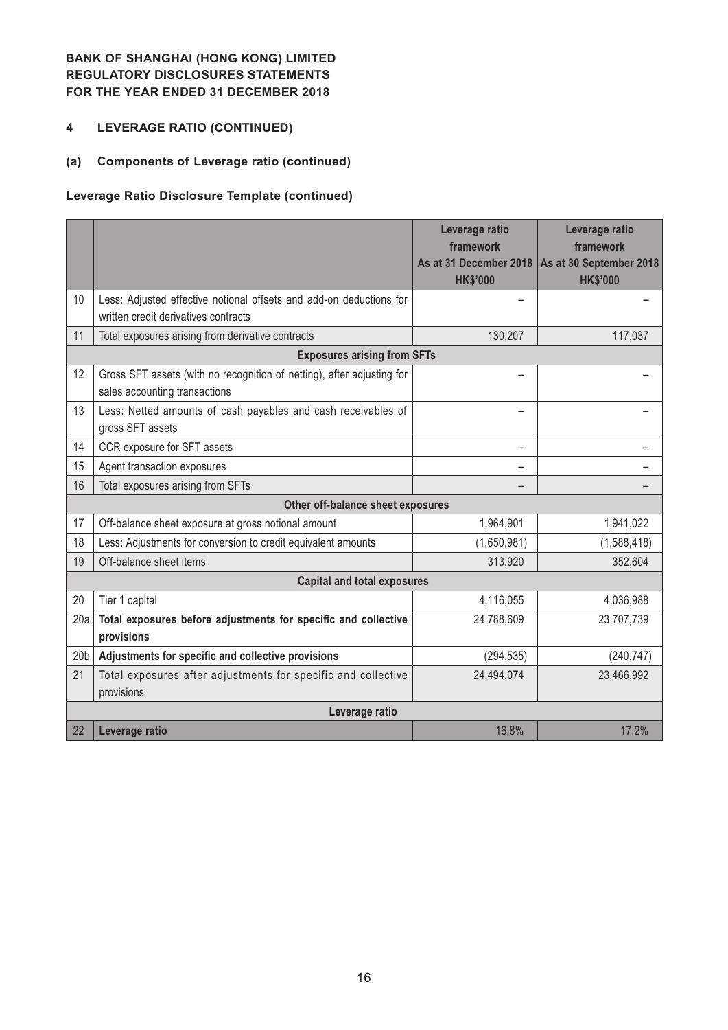**BANK OF SHANGHAI (HONG KONG) LIMITED**
**REGULATORY DISCLOSURES STATEMENTS**
**FOR THE YEAR ENDED 31 DECEMBER 2018**

## 4 LEVERAGE RATIO (CONTINUED)

### (a) Components of Leverage ratio (continued)

#### Leverage Ratio Disclosure Template (continued)

| | | Leverage ratio framework As at 31 December 2018 HK$'000 | Leverage ratio framework As at 30 September 2018 HK$'000 |
|---|---|---|---|
| 10 | Less: Adjusted effective notional offsets and add-on deductions for written credit derivatives contracts | – | – |
| 11 | Total exposures arising from derivative contracts | 130,207 | 117,037 |
| | **Exposures arising from SFTs** | | |
| 12 | Gross SFT assets (with no recognition of netting), after adjusting for sales accounting transactions | – | – |
| 13 | Less: Netted amounts of cash payables and cash receivables of gross SFT assets | – | – |
| 14 | CCR exposure for SFT assets | – | – |
| 15 | Agent transaction exposures | – | – |
| 16 | Total exposures arising from SFTs | – | – |
| | **Other off-balance sheet exposures** | | |
| 17 | Off-balance sheet exposure at gross notional amount | 1,964,901 | 1,941,022 |
| 18 | Less: Adjustments for conversion to credit equivalent amounts | (1,650,981) | (1,588,418) |
| 19 | Off-balance sheet items | 313,920 | 352,604 |
| | **Capital and total exposures** | | |
| 20 | Tier 1 capital | 4,116,055 | 4,036,988 |
| 20a | **Total exposures before adjustments for specific and collective provisions** | 24,788,609 | 23,707,739 |
| 20b | **Adjustments for specific and collective provisions** | (294,535) | (240,747) |
| 21 | Total exposures after adjustments for specific and collective provisions | 24,494,074 | 23,466,992 |
| | **Leverage ratio** | | |
| 22 | **Leverage ratio** | 16.8% | 17.2% |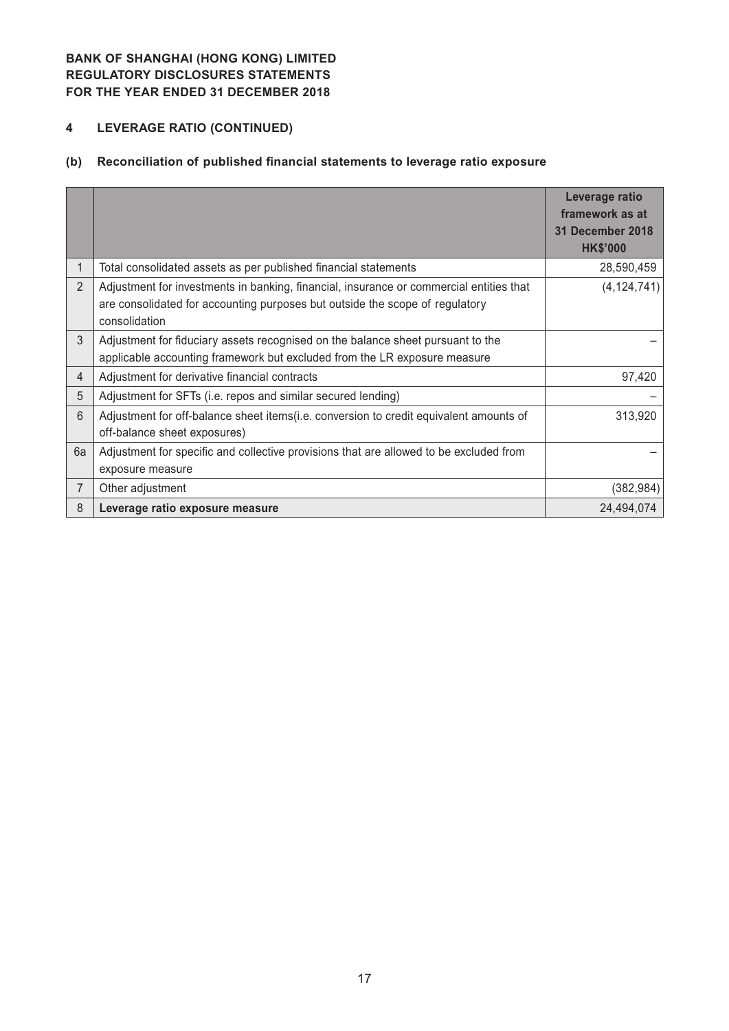**BANK OF SHANGHAI (HONG KONG) LIMITED**
**REGULATORY DISCLOSURES STATEMENTS**
**FOR THE YEAR ENDED 31 DECEMBER 2018**

## 4 LEVERAGE RATIO (CONTINUED)

### (b) Reconciliation of published financial statements to leverage ratio exposure

| | | Leverage ratio framework as at 31 December 2018 HK$'000 |
|---|---|---|
| 1 | Total consolidated assets as per published financial statements | 28,590,459 |
| 2 | Adjustment for investments in banking, financial, insurance or commercial entities that are consolidated for accounting purposes but outside the scope of regulatory consolidation | (4,124,741) |
| 3 | Adjustment for fiduciary assets recognised on the balance sheet pursuant to the applicable accounting framework but excluded from the LR exposure measure | – |
| 4 | Adjustment for derivative financial contracts | 97,420 |
| 5 | Adjustment for SFTs (i.e. repos and similar secured lending) | – |
| 6 | Adjustment for off-balance sheet items(i.e. conversion to credit equivalent amounts of off-balance sheet exposures) | 313,920 |
| 6a | Adjustment for specific and collective provisions that are allowed to be excluded from exposure measure | – |
| 7 | Other adjustment | (382,984) |
| 8 | **Leverage ratio exposure measure** | 24,494,074 |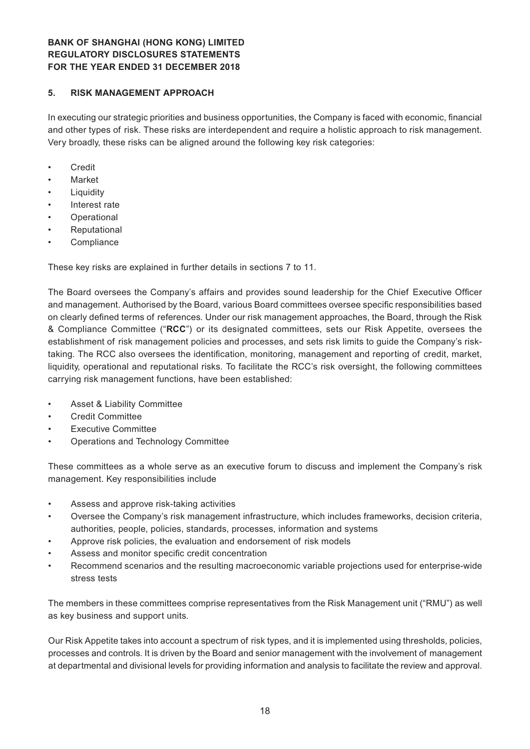## 5. RISK MANAGEMENT APPROACH

In executing our strategic priorities and business opportunities, the Company is faced with economic, financial and other types of risk. These risks are interdependent and require a holistic approach to risk management. Very broadly, these risks can be aligned around the following key risk categories:

- Credit
- Market
- Liquidity
- Interest rate
- Operational
- Reputational
- Compliance

These key risks are explained in further details in sections 7 to 11.

The Board oversees the Company's affairs and provides sound leadership for the Chief Executive Officer and management. Authorised by the Board, various Board committees oversee specific responsibilities based on clearly defined terms of references. Under our risk management approaches, the Board, through the Risk & Compliance Committee ("**RCC**") or its designated committees, sets our Risk Appetite, oversees the establishment of risk management policies and processes, and sets risk limits to guide the Company's risk-taking. The RCC also oversees the identification, monitoring, management and reporting of credit, market, liquidity, operational and reputational risks. To facilitate the RCC's risk oversight, the following committees carrying risk management functions, have been established:

- Asset & Liability Committee
- Credit Committee
- Executive Committee
- Operations and Technology Committee

These committees as a whole serve as an executive forum to discuss and implement the Company's risk management. Key responsibilities include

- Assess and approve risk-taking activities
- Oversee the Company's risk management infrastructure, which includes frameworks, decision criteria, authorities, people, policies, standards, processes, information and systems
- Approve risk policies, the evaluation and endorsement of risk models
- Assess and monitor specific credit concentration
- Recommend scenarios and the resulting macroeconomic variable projections used for enterprise-wide stress tests

The members in these committees comprise representatives from the Risk Management unit ("RMU") as well as key business and support units.

Our Risk Appetite takes into account a spectrum of risk types, and it is implemented using thresholds, policies, processes and controls. It is driven by the Board and senior management with the involvement of management at departmental and divisional levels for providing information and analysis to facilitate the review and approval.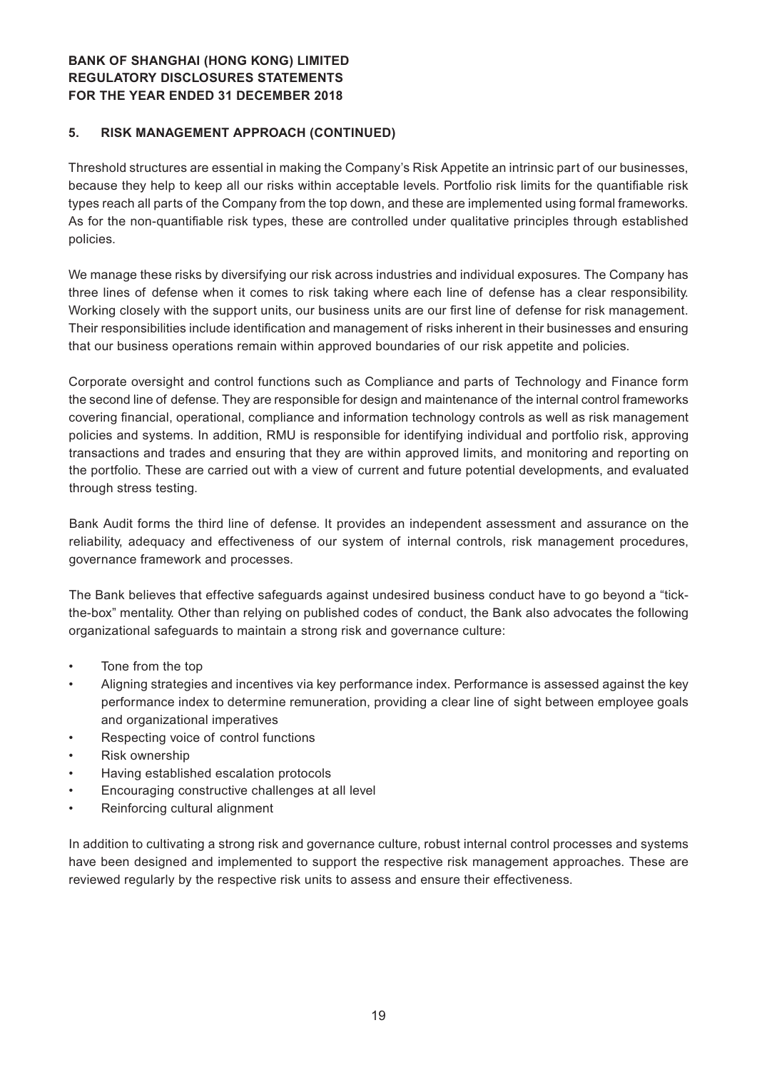## 5. RISK MANAGEMENT APPROACH (CONTINUED)

Threshold structures are essential in making the Company's Risk Appetite an intrinsic part of our businesses, because they help to keep all our risks within acceptable levels. Portfolio risk limits for the quantifiable risk types reach all parts of the Company from the top down, and these are implemented using formal frameworks. As for the non-quantifiable risk types, these are controlled under qualitative principles through established policies.

We manage these risks by diversifying our risk across industries and individual exposures. The Company has three lines of defense when it comes to risk taking where each line of defense has a clear responsibility. Working closely with the support units, our business units are our first line of defense for risk management. Their responsibilities include identification and management of risks inherent in their businesses and ensuring that our business operations remain within approved boundaries of our risk appetite and policies.

Corporate oversight and control functions such as Compliance and parts of Technology and Finance form the second line of defense. They are responsible for design and maintenance of the internal control frameworks covering financial, operational, compliance and information technology controls as well as risk management policies and systems. In addition, RMU is responsible for identifying individual and portfolio risk, approving transactions and trades and ensuring that they are within approved limits, and monitoring and reporting on the portfolio. These are carried out with a view of current and future potential developments, and evaluated through stress testing.

Bank Audit forms the third line of defense. It provides an independent assessment and assurance on the reliability, adequacy and effectiveness of our system of internal controls, risk management procedures, governance framework and processes.

The Bank believes that effective safeguards against undesired business conduct have to go beyond a "tick-the-box" mentality. Other than relying on published codes of conduct, the Bank also advocates the following organizational safeguards to maintain a strong risk and governance culture:

- Tone from the top
- Aligning strategies and incentives via key performance index. Performance is assessed against the key performance index to determine remuneration, providing a clear line of sight between employee goals and organizational imperatives
- Respecting voice of control functions
- Risk ownership
- Having established escalation protocols
- Encouraging constructive challenges at all level
- Reinforcing cultural alignment

In addition to cultivating a strong risk and governance culture, robust internal control processes and systems have been designed and implemented to support the respective risk management approaches. These are reviewed regularly by the respective risk units to assess and ensure their effectiveness.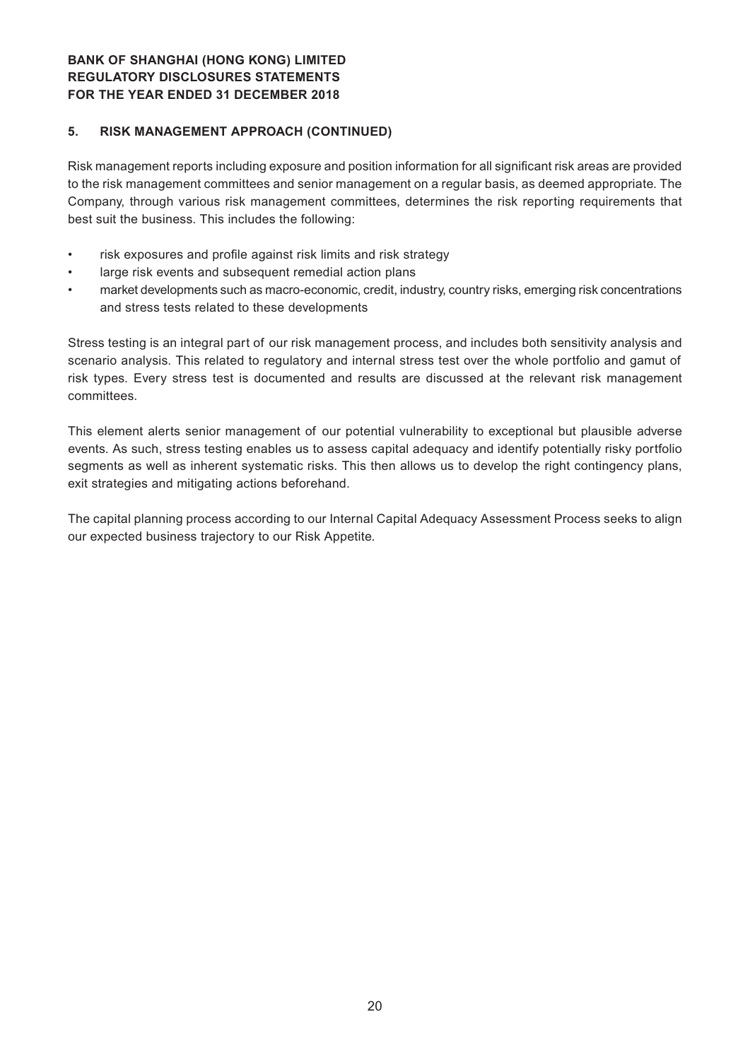## 5. RISK MANAGEMENT APPROACH (CONTINUED)

Risk management reports including exposure and position information for all significant risk areas are provided to the risk management committees and senior management on a regular basis, as deemed appropriate. The Company, through various risk management committees, determines the risk reporting requirements that best suit the business. This includes the following:

- risk exposures and profile against risk limits and risk strategy
- large risk events and subsequent remedial action plans
- market developments such as macro-economic, credit, industry, country risks, emerging risk concentrations and stress tests related to these developments

Stress testing is an integral part of our risk management process, and includes both sensitivity analysis and scenario analysis. This related to regulatory and internal stress test over the whole portfolio and gamut of risk types. Every stress test is documented and results are discussed at the relevant risk management committees.

This element alerts senior management of our potential vulnerability to exceptional but plausible adverse events. As such, stress testing enables us to assess capital adequacy and identify potentially risky portfolio segments as well as inherent systematic risks. This then allows us to develop the right contingency plans, exit strategies and mitigating actions beforehand.

The capital planning process according to our Internal Capital Adequacy Assessment Process seeks to align our expected business trajectory to our Risk Appetite.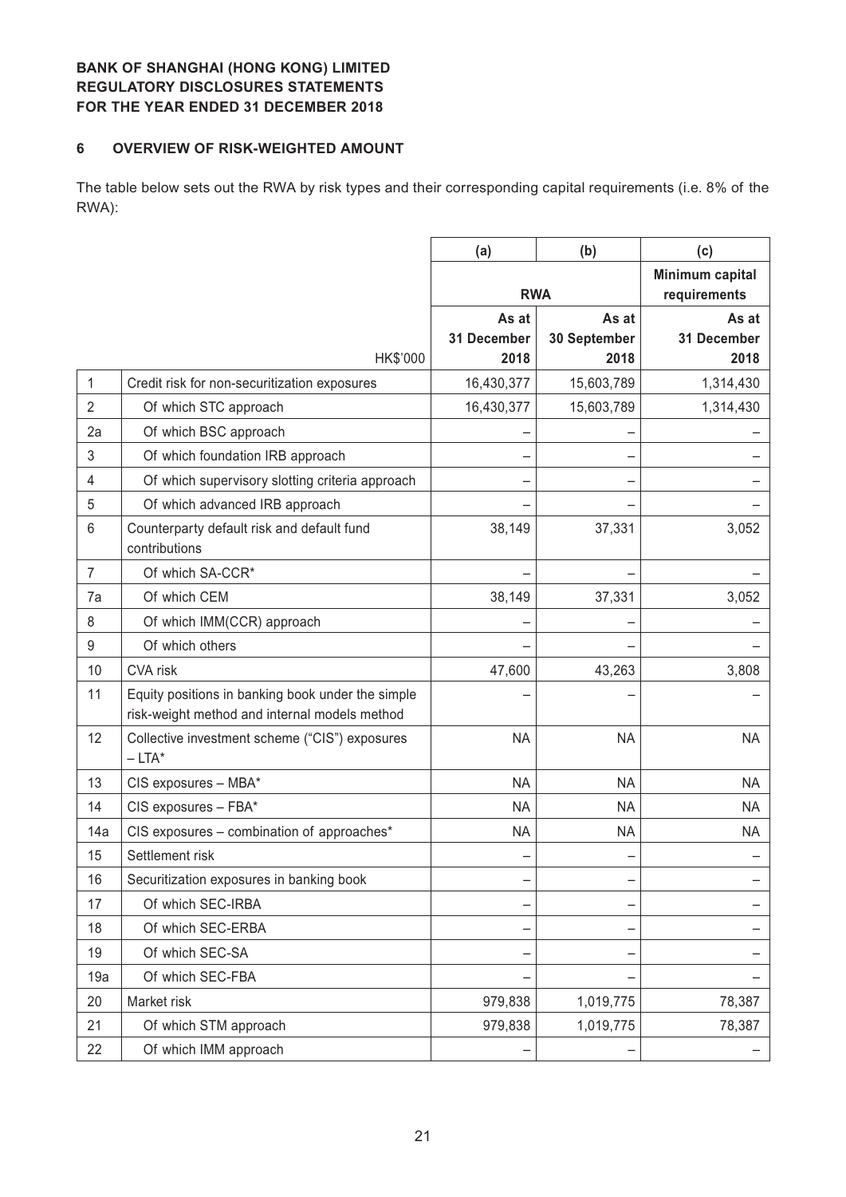**BANK OF SHANGHAI (HONG KONG) LIMITED**
**REGULATORY DISCLOSURES STATEMENTS**
**FOR THE YEAR ENDED 31 DECEMBER 2018**

## 6 OVERVIEW OF RISK-WEIGHTED AMOUNT

The table below sets out the RWA by risk types and their corresponding capital requirements (i.e. 8% of the RWA):

| | | (a) | (b) | (c) |
|---|---|---|---|---|
| | | RWA | | Minimum capital requirements |
| | HK$'000 | As at 31 December 2018 | As at 30 September 2018 | As at 31 December 2018 |
| 1 | Credit risk for non-securitization exposures | 16,430,377 | 15,603,789 | 1,314,430 |
| 2 | Of which STC approach | 16,430,377 | 15,603,789 | 1,314,430 |
| 2a | Of which BSC approach | – | – | – |
| 3 | Of which foundation IRB approach | – | – | – |
| 4 | Of which supervisory slotting criteria approach | – | – | – |
| 5 | Of which advanced IRB approach | – | – | – |
| 6 | Counterparty default risk and default fund contributions | 38,149 | 37,331 | 3,052 |
| 7 | Of which SA-CCR* | – | – | – |
| 7a | Of which CEM | 38,149 | 37,331 | 3,052 |
| 8 | Of which IMM(CCR) approach | – | – | – |
| 9 | Of which others | – | – | – |
| 10 | CVA risk | 47,600 | 43,263 | 3,808 |
| 11 | Equity positions in banking book under the simple risk-weight method and internal models method | – | – | – |
| 12 | Collective investment scheme ("CIS") exposures – LTA* | NA | NA | NA |
| 13 | CIS exposures – MBA* | NA | NA | NA |
| 14 | CIS exposures – FBA* | NA | NA | NA |
| 14a | CIS exposures – combination of approaches* | NA | NA | NA |
| 15 | Settlement risk | – | – | – |
| 16 | Securitization exposures in banking book | – | – | – |
| 17 | Of which SEC-IRBA | – | – | – |
| 18 | Of which SEC-ERBA | – | – | – |
| 19 | Of which SEC-SA | – | – | – |
| 19a | Of which SEC-FBA | – | – | – |
| 20 | Market risk | 979,838 | 1,019,775 | 78,387 |
| 21 | Of which STM approach | 979,838 | 1,019,775 | 78,387 |
| 22 | Of which IMM approach | – | – | – |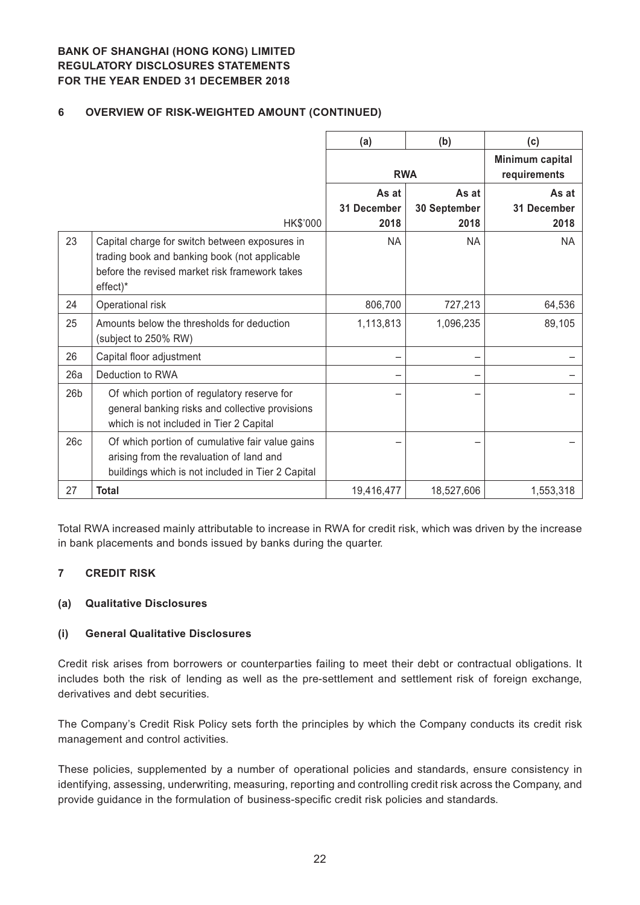**BANK OF SHANGHAI (HONG KONG) LIMITED**
**REGULATORY DISCLOSURES STATEMENTS**
**FOR THE YEAR ENDED 31 DECEMBER 2018**

## 6 OVERVIEW OF RISK-WEIGHTED AMOUNT (CONTINUED)

| | | (a) | (b) | (c) |
|---|---|---|---|---|
| | | RWA | | Minimum capital requirements |
| | HK$'000 | As at 31 December 2018 | As at 30 September 2018 | As at 31 December 2018 |
| 23 | Capital charge for switch between exposures in trading book and banking book (not applicable before the revised market risk framework takes effect)* | NA | NA | NA |
| 24 | Operational risk | 806,700 | 727,213 | 64,536 |
| 25 | Amounts below the thresholds for deduction (subject to 250% RW) | 1,113,813 | 1,096,235 | 89,105 |
| 26 | Capital floor adjustment | – | – | – |
| 26a | Deduction to RWA | – | – | – |
| 26b | Of which portion of regulatory reserve for general banking risks and collective provisions which is not included in Tier 2 Capital | – | – | – |
| 26c | Of which portion of cumulative fair value gains arising from the revaluation of land and buildings which is not included in Tier 2 Capital | – | – | – |
| 27 | **Total** | 19,416,477 | 18,527,606 | 1,553,318 |

Total RWA increased mainly attributable to increase in RWA for credit risk, which was driven by the increase in bank placements and bonds issued by banks during the quarter.

## 7 CREDIT RISK

### (a) Qualitative Disclosures

### (i) General Qualitative Disclosures

Credit risk arises from borrowers or counterparties failing to meet their debt or contractual obligations. It includes both the risk of lending as well as the pre-settlement and settlement risk of foreign exchange, derivatives and debt securities.

The Company's Credit Risk Policy sets forth the principles by which the Company conducts its credit risk management and control activities.

These policies, supplemented by a number of operational policies and standards, ensure consistency in identifying, assessing, underwriting, measuring, reporting and controlling credit risk across the Company, and provide guidance in the formulation of business-specific credit risk policies and standards.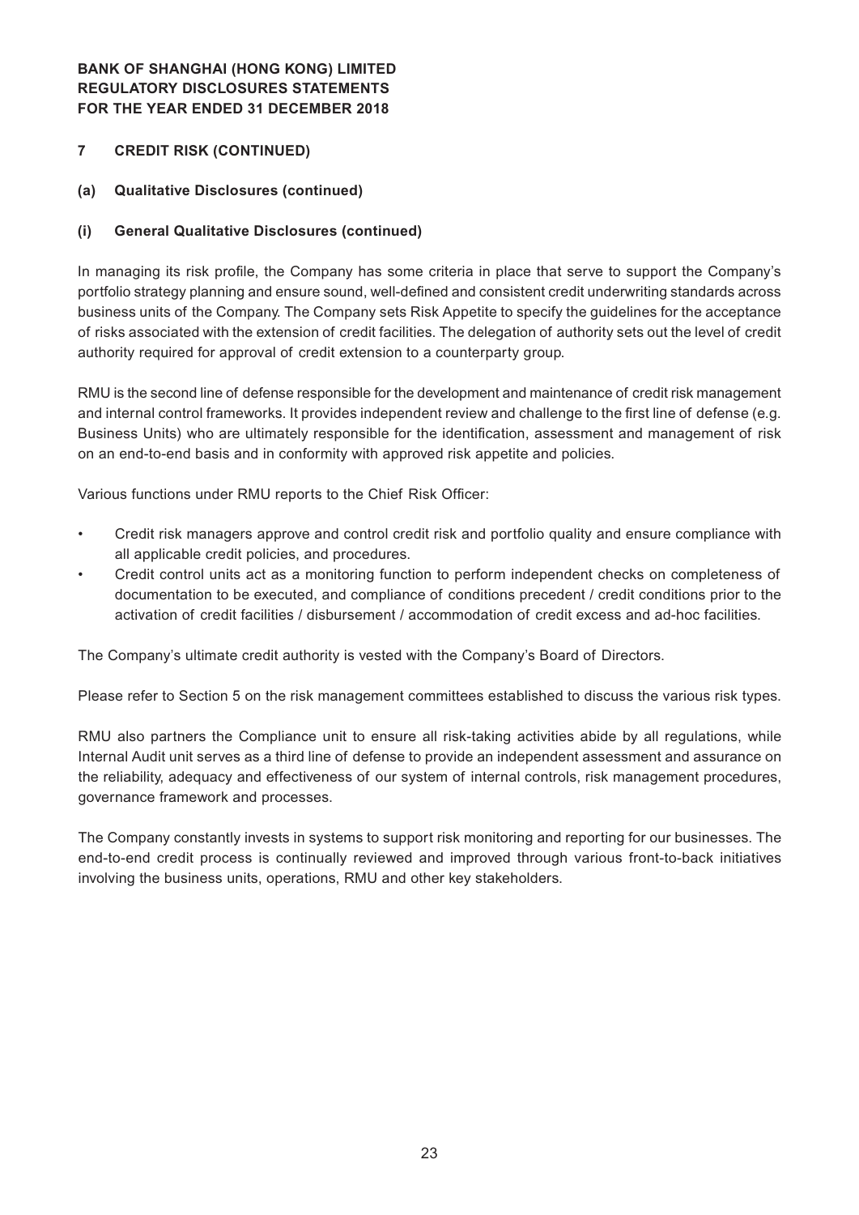## 7 CREDIT RISK (CONTINUED)

### (a) Qualitative Disclosures (continued)

#### (i) General Qualitative Disclosures (continued)

In managing its risk profile, the Company has some criteria in place that serve to support the Company's portfolio strategy planning and ensure sound, well-defined and consistent credit underwriting standards across business units of the Company. The Company sets Risk Appetite to specify the guidelines for the acceptance of risks associated with the extension of credit facilities. The delegation of authority sets out the level of credit authority required for approval of credit extension to a counterparty group.

RMU is the second line of defense responsible for the development and maintenance of credit risk management and internal control frameworks. It provides independent review and challenge to the first line of defense (e.g. Business Units) who are ultimately responsible for the identification, assessment and management of risk on an end-to-end basis and in conformity with approved risk appetite and policies.

Various functions under RMU reports to the Chief Risk Officer:

- Credit risk managers approve and control credit risk and portfolio quality and ensure compliance with all applicable credit policies, and procedures.
- Credit control units act as a monitoring function to perform independent checks on completeness of documentation to be executed, and compliance of conditions precedent / credit conditions prior to the activation of credit facilities / disbursement / accommodation of credit excess and ad-hoc facilities.

The Company's ultimate credit authority is vested with the Company's Board of Directors.

Please refer to Section 5 on the risk management committees established to discuss the various risk types.

RMU also partners the Compliance unit to ensure all risk-taking activities abide by all regulations, while Internal Audit unit serves as a third line of defense to provide an independent assessment and assurance on the reliability, adequacy and effectiveness of our system of internal controls, risk management procedures, governance framework and processes.

The Company constantly invests in systems to support risk monitoring and reporting for our businesses. The end-to-end credit process is continually reviewed and improved through various front-to-back initiatives involving the business units, operations, RMU and other key stakeholders.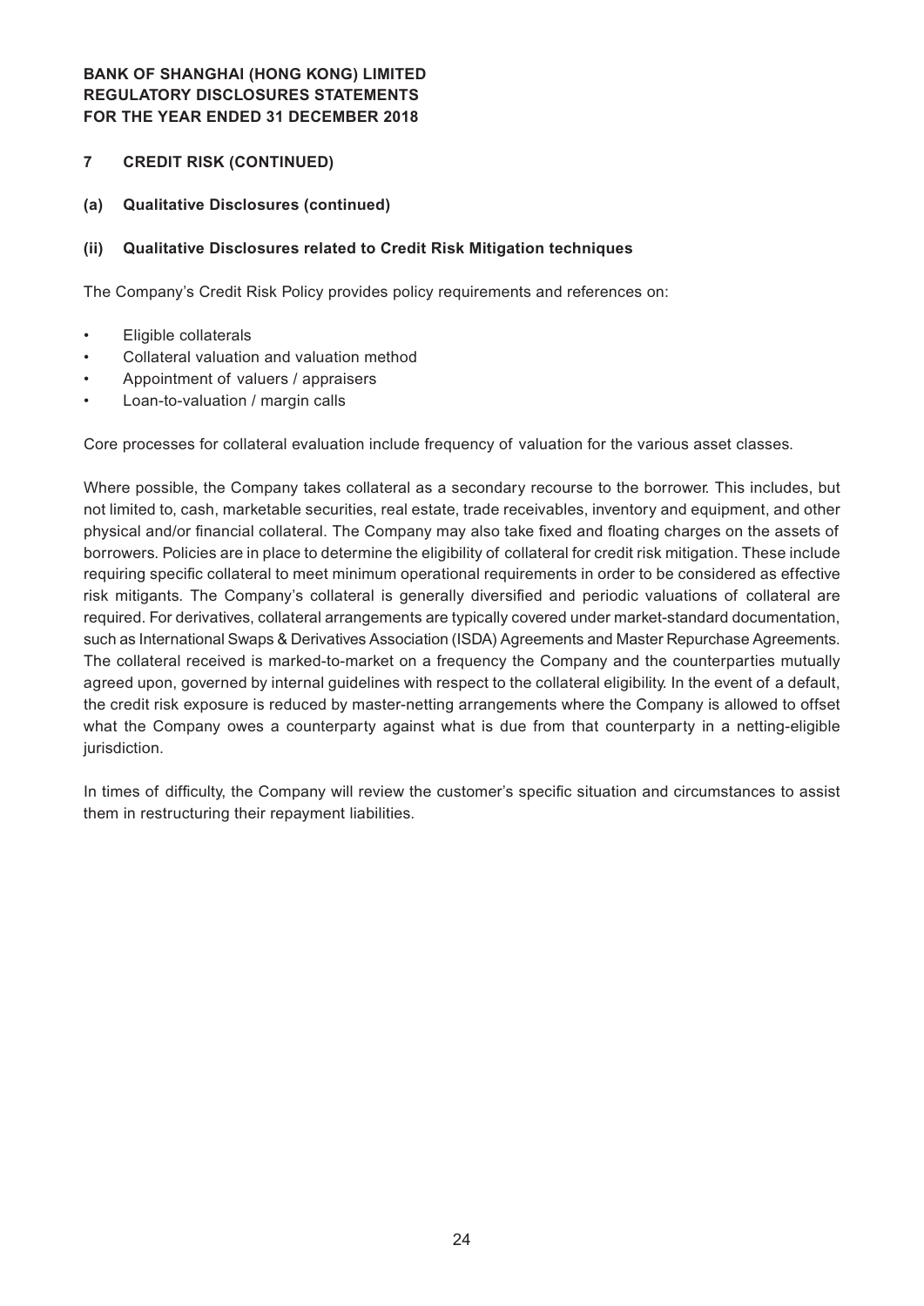## 7 CREDIT RISK (CONTINUED)

### (a) Qualitative Disclosures (continued)

### (ii) Qualitative Disclosures related to Credit Risk Mitigation techniques

The Company's Credit Risk Policy provides policy requirements and references on:

- Eligible collaterals
- Collateral valuation and valuation method
- Appointment of valuers / appraisers
- Loan-to-valuation / margin calls

Core processes for collateral evaluation include frequency of valuation for the various asset classes.

Where possible, the Company takes collateral as a secondary recourse to the borrower. This includes, but not limited to, cash, marketable securities, real estate, trade receivables, inventory and equipment, and other physical and/or financial collateral. The Company may also take fixed and floating charges on the assets of borrowers. Policies are in place to determine the eligibility of collateral for credit risk mitigation. These include requiring specific collateral to meet minimum operational requirements in order to be considered as effective risk mitigants. The Company's collateral is generally diversified and periodic valuations of collateral are required. For derivatives, collateral arrangements are typically covered under market-standard documentation, such as International Swaps & Derivatives Association (ISDA) Agreements and Master Repurchase Agreements. The collateral received is marked-to-market on a frequency the Company and the counterparties mutually agreed upon, governed by internal guidelines with respect to the collateral eligibility. In the event of a default, the credit risk exposure is reduced by master-netting arrangements where the Company is allowed to offset what the Company owes a counterparty against what is due from that counterparty in a netting-eligible jurisdiction.

In times of difficulty, the Company will review the customer's specific situation and circumstances to assist them in restructuring their repayment liabilities.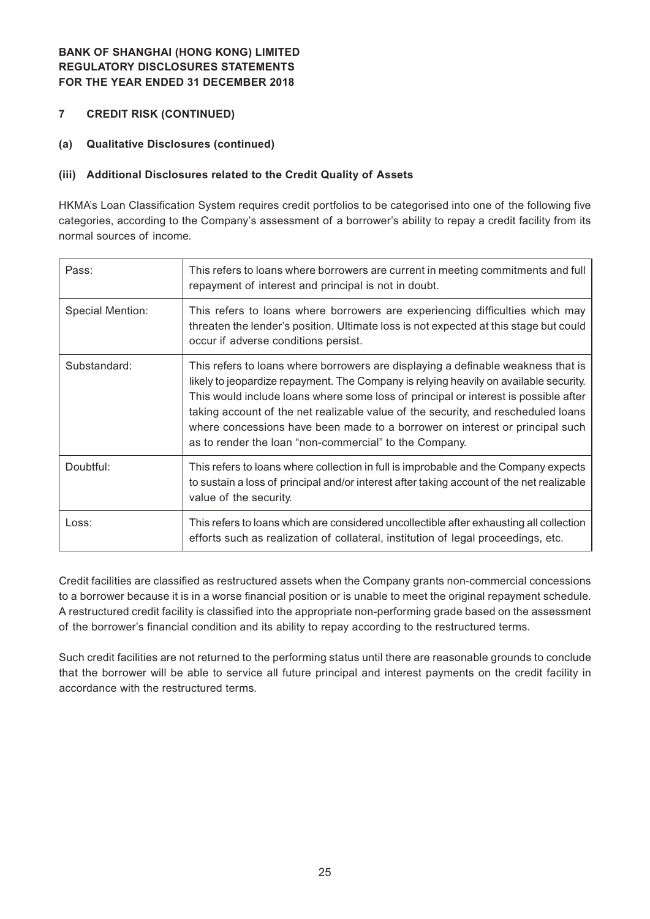## 7 CREDIT RISK (CONTINUED)

### (a) Qualitative Disclosures (continued)

#### (iii) Additional Disclosures related to the Credit Quality of Assets

HKMA's Loan Classification System requires credit portfolios to be categorised into one of the following five categories, according to the Company's assessment of a borrower's ability to repay a credit facility from its normal sources of income.

| | |
|---|---|
| Pass: | This refers to loans where borrowers are current in meeting commitments and full repayment of interest and principal is not in doubt. |
| Special Mention: | This refers to loans where borrowers are experiencing difficulties which may threaten the lender's position. Ultimate loss is not expected at this stage but could occur if adverse conditions persist. |
| Substandard: | This refers to loans where borrowers are displaying a definable weakness that is likely to jeopardize repayment. The Company is relying heavily on available security. This would include loans where some loss of principal or interest is possible after taking account of the net realizable value of the security, and rescheduled loans where concessions have been made to a borrower on interest or principal such as to render the loan "non-commercial" to the Company. |
| Doubtful: | This refers to loans where collection in full is improbable and the Company expects to sustain a loss of principal and/or interest after taking account of the net realizable value of the security. |
| Loss: | This refers to loans which are considered uncollectible after exhausting all collection efforts such as realization of collateral, institution of legal proceedings, etc. |

Credit facilities are classified as restructured assets when the Company grants non-commercial concessions to a borrower because it is in a worse financial position or is unable to meet the original repayment schedule. A restructured credit facility is classified into the appropriate non-performing grade based on the assessment of the borrower's financial condition and its ability to repay according to the restructured terms.

Such credit facilities are not returned to the performing status until there are reasonable grounds to conclude that the borrower will be able to service all future principal and interest payments on the credit facility in accordance with the restructured terms.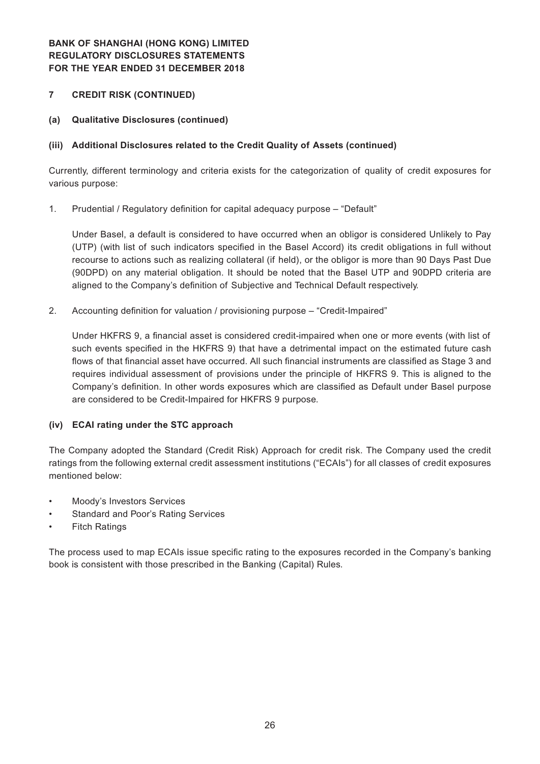## 7 CREDIT RISK (CONTINUED)

### (a) Qualitative Disclosures (continued)

#### (iii) Additional Disclosures related to the Credit Quality of Assets (continued)

Currently, different terminology and criteria exists for the categorization of quality of credit exposures for various purpose:

1. Prudential / Regulatory definition for capital adequacy purpose – "Default"

   Under Basel, a default is considered to have occurred when an obligor is considered Unlikely to Pay (UTP) (with list of such indicators specified in the Basel Accord) its credit obligations in full without recourse to actions such as realizing collateral (if held), or the obligor is more than 90 Days Past Due (90DPD) on any material obligation. It should be noted that the Basel UTP and 90DPD criteria are aligned to the Company's definition of Subjective and Technical Default respectively.

2. Accounting definition for valuation / provisioning purpose – "Credit-Impaired"

   Under HKFRS 9, a financial asset is considered credit-impaired when one or more events (with list of such events specified in the HKFRS 9) that have a detrimental impact on the estimated future cash flows of that financial asset have occurred. All such financial instruments are classified as Stage 3 and requires individual assessment of provisions under the principle of HKFRS 9. This is aligned to the Company's definition. In other words exposures which are classified as Default under Basel purpose are considered to be Credit-Impaired for HKFRS 9 purpose.

#### (iv) ECAI rating under the STC approach

The Company adopted the Standard (Credit Risk) Approach for credit risk. The Company used the credit ratings from the following external credit assessment institutions ("ECAIs") for all classes of credit exposures mentioned below:

- Moody's Investors Services
- Standard and Poor's Rating Services
- Fitch Ratings

The process used to map ECAIs issue specific rating to the exposures recorded in the Company's banking book is consistent with those prescribed in the Banking (Capital) Rules.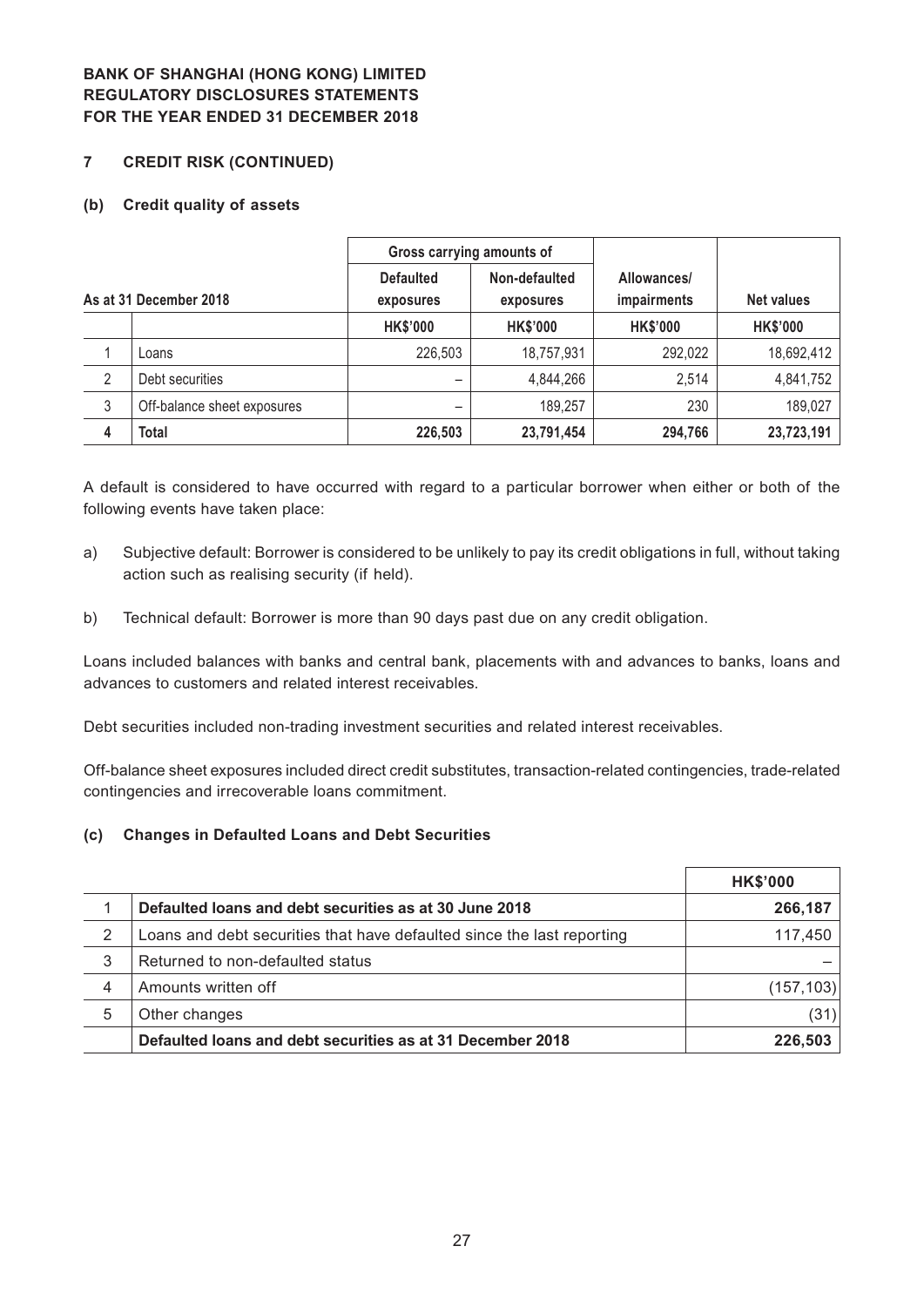**BANK OF SHANGHAI (HONG KONG) LIMITED**
**REGULATORY DISCLOSURES STATEMENTS**
**FOR THE YEAR ENDED 31 DECEMBER 2018**

## 7 CREDIT RISK (CONTINUED)

### (b) Credit quality of assets

| As at 31 December 2018 | | Gross carrying amounts of | | Allowances/ impairments | Net values |
|---|---|---|---|---|---|
| | | Defaulted exposures | Non-defaulted exposures | | |
| | | HK$'000 | HK$'000 | HK$'000 | HK$'000 |
| 1 | Loans | 226,503 | 18,757,931 | 292,022 | 18,692,412 |
| 2 | Debt securities | – | 4,844,266 | 2,514 | 4,841,752 |
| 3 | Off-balance sheet exposures | – | 189,257 | 230 | 189,027 |
| **4** | **Total** | **226,503** | **23,791,454** | **294,766** | **23,723,191** |

A default is considered to have occurred with regard to a particular borrower when either or both of the following events have taken place:

a) Subjective default: Borrower is considered to be unlikely to pay its credit obligations in full, without taking action such as realising security (if held).

b) Technical default: Borrower is more than 90 days past due on any credit obligation.

Loans included balances with banks and central bank, placements with and advances to banks, loans and advances to customers and related interest receivables.

Debt securities included non-trading investment securities and related interest receivables.

Off-balance sheet exposures included direct credit substitutes, transaction-related contingencies, trade-related contingencies and irrecoverable loans commitment.

### (c) Changes in Defaulted Loans and Debt Securities

| | | HK$'000 |
|---|---|---|
| 1 | **Defaulted loans and debt securities as at 30 June 2018** | **266,187** |
| 2 | Loans and debt securities that have defaulted since the last reporting | 117,450 |
| 3 | Returned to non-defaulted status | – |
| 4 | Amounts written off | (157,103) |
| 5 | Other changes | (31) |
| | **Defaulted loans and debt securities as at 31 December 2018** | **226,503** |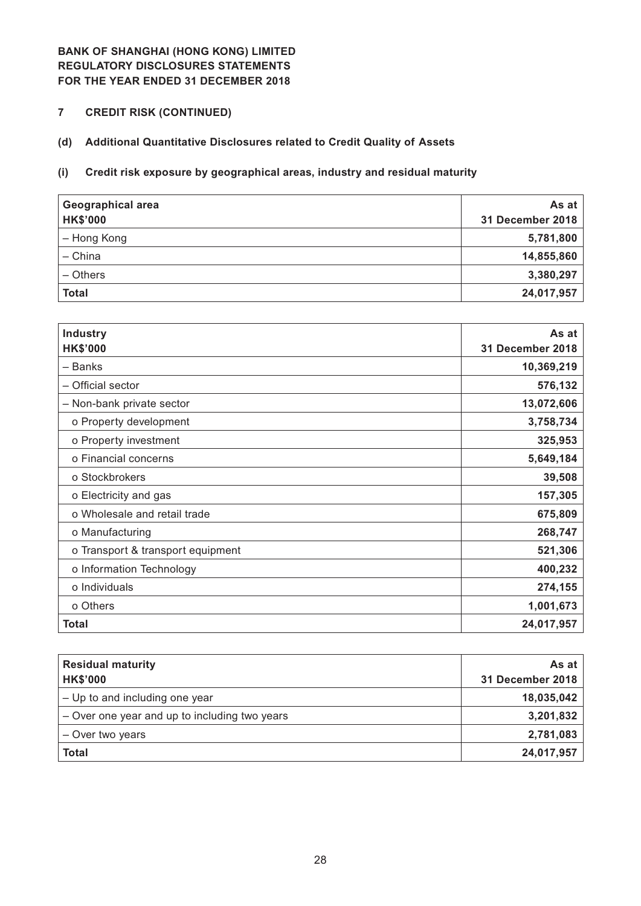**BANK OF SHANGHAI (HONG KONG) LIMITED**
**REGULATORY DISCLOSURES STATEMENTS**
**FOR THE YEAR ENDED 31 DECEMBER 2018**

## 7 CREDIT RISK (CONTINUED)

### (d) Additional Quantitative Disclosures related to Credit Quality of Assets

#### (i) Credit risk exposure by geographical areas, industry and residual maturity

| Geographical area<br>HK$'000 | As at<br>31 December 2018 |
|---|---:|
| – Hong Kong | 5,781,800 |
| – China | 14,855,860 |
| – Others | 3,380,297 |
| **Total** | **24,017,957** |

| Industry<br>HK$'000 | As at<br>31 December 2018 |
|---|---:|
| – Banks | 10,369,219 |
| – Official sector | 576,132 |
| – Non-bank private sector | 13,072,606 |
| o Property development | 3,758,734 |
| o Property investment | 325,953 |
| o Financial concerns | 5,649,184 |
| o Stockbrokers | 39,508 |
| o Electricity and gas | 157,305 |
| o Wholesale and retail trade | 675,809 |
| o Manufacturing | 268,747 |
| o Transport & transport equipment | 521,306 |
| o Information Technology | 400,232 |
| o Individuals | 274,155 |
| o Others | 1,001,673 |
| **Total** | **24,017,957** |

| Residual maturity<br>HK$'000 | As at<br>31 December 2018 |
|---|---:|
| – Up to and including one year | 18,035,042 |
| – Over one year and up to including two years | 3,201,832 |
| – Over two years | 2,781,083 |
| **Total** | **24,017,957** |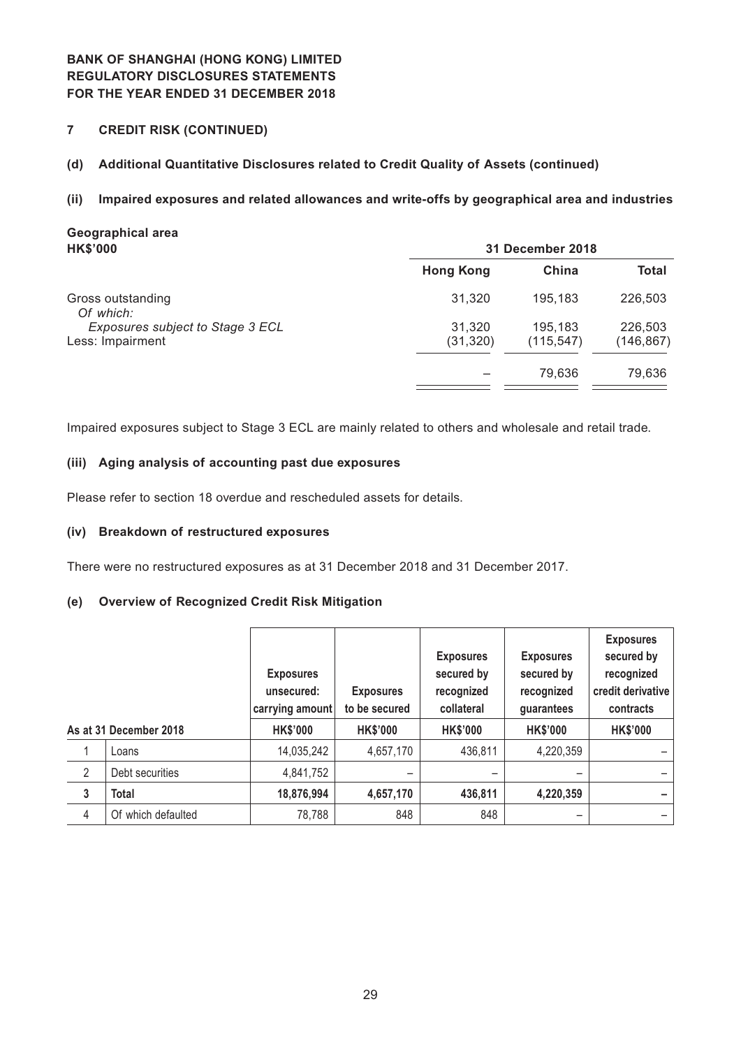## 7 CREDIT RISK (CONTINUED)

### (d) Additional Quantitative Disclosures related to Credit Quality of Assets (continued)

#### (ii) Impaired exposures and related allowances and write-offs by geographical area and industries

**Geographical area**

| HK$'000 | 31 December 2018 | | |
|---|---|---|---|
| | **Hong Kong** | **China** | **Total** |
| Gross outstanding | 31,320 | 195,183 | 226,503 |
| *Of which:* | | | |
| *Exposures subject to Stage 3 ECL* | 31,320 | 195,183 | 226,503 |
| Less: Impairment | (31,320) | (115,547) | (146,867) |
| | – | 79,636 | 79,636 |

Impaired exposures subject to Stage 3 ECL are mainly related to others and wholesale and retail trade.

#### (iii) Aging analysis of accounting past due exposures

Please refer to section 18 overdue and rescheduled assets for details.

#### (iv) Breakdown of restructured exposures

There were no restructured exposures as at 31 December 2018 and 31 December 2017.

### (e) Overview of Recognized Credit Risk Mitigation

| | As at 31 December 2018 | Exposures unsecured: carrying amount | Exposures to be secured | Exposures secured by recognized collateral | Exposures secured by recognized guarantees | Exposures secured by recognized credit derivative contracts |
|---|---|---|---|---|---|---|
| | | **HK$'000** | **HK$'000** | **HK$'000** | **HK$'000** | **HK$'000** |
| 1 | Loans | 14,035,242 | 4,657,170 | 436,811 | 4,220,359 | – |
| 2 | Debt securities | 4,841,752 | – | – | – | – |
| **3** | **Total** | **18,876,994** | **4,657,170** | **436,811** | **4,220,359** | **–** |
| 4 | Of which defaulted | 78,788 | 848 | 848 | – | – |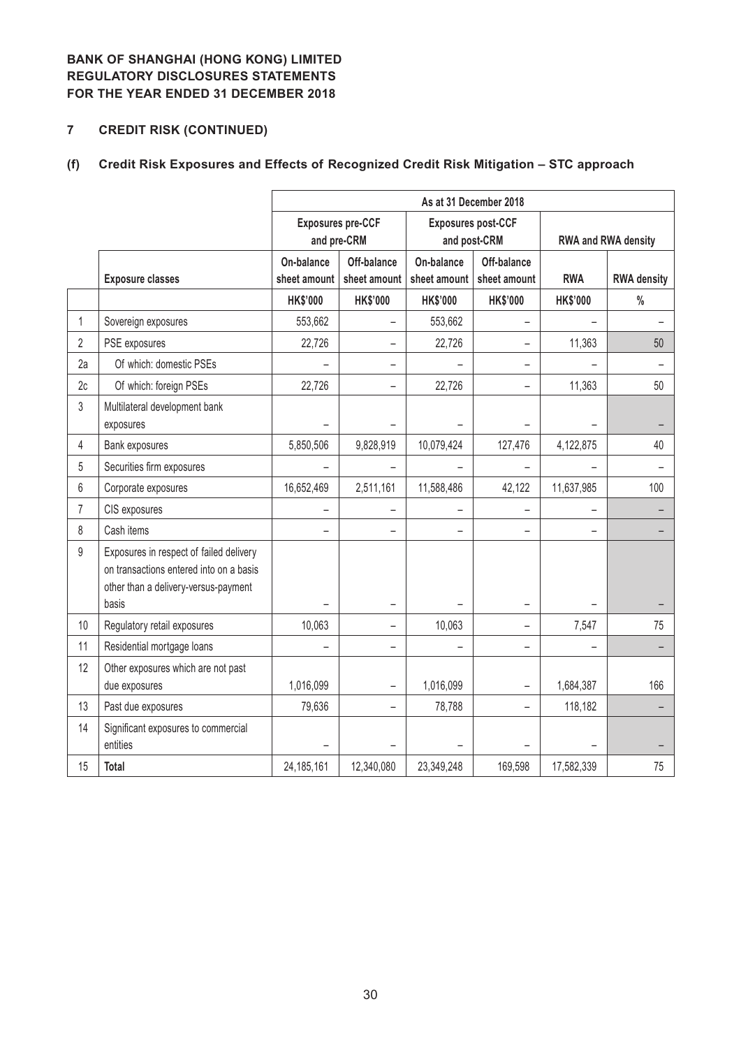**BANK OF SHANGHAI (HONG KONG) LIMITED**
**REGULATORY DISCLOSURES STATEMENTS**
**FOR THE YEAR ENDED 31 DECEMBER 2018**

## 7 CREDIT RISK (CONTINUED)

### (f) Credit Risk Exposures and Effects of Recognized Credit Risk Mitigation – STC approach

| | | As at 31 December 2018 | | | | | |
|---|---|---|---|---|---|---|---|
| | | Exposures pre-CCF and pre-CRM | | Exposures post-CCF and post-CRM | | RWA and RWA density | |
| | Exposure classes | On-balance sheet amount | Off-balance sheet amount | On-balance sheet amount | Off-balance sheet amount | RWA | RWA density |
| | | HK$'000 | HK$'000 | HK$'000 | HK$'000 | HK$'000 | % |
| 1 | Sovereign exposures | 553,662 | – | 553,662 | – | – | – |
| 2 | PSE exposures | 22,726 | – | 22,726 | – | 11,363 | 50 |
| 2a | Of which: domestic PSEs | – | – | – | – | – | – |
| 2c | Of which: foreign PSEs | 22,726 | – | 22,726 | – | 11,363 | 50 |
| 3 | Multilateral development bank exposures | – | – | – | – | – | – |
| 4 | Bank exposures | 5,850,506 | 9,828,919 | 10,079,424 | 127,476 | 4,122,875 | 40 |
| 5 | Securities firm exposures | – | – | – | – | – | – |
| 6 | Corporate exposures | 16,652,469 | 2,511,161 | 11,588,486 | 42,122 | 11,637,985 | 100 |
| 7 | CIS exposures | – | – | – | – | – | – |
| 8 | Cash items | – | – | – | – | – | – |
| 9 | Exposures in respect of failed delivery on transactions entered into on a basis other than a delivery-versus-payment basis | – | – | – | – | – | – |
| 10 | Regulatory retail exposures | 10,063 | – | 10,063 | – | 7,547 | 75 |
| 11 | Residential mortgage loans | – | – | – | – | – | – |
| 12 | Other exposures which are not past due exposures | 1,016,099 | – | 1,016,099 | – | 1,684,387 | 166 |
| 13 | Past due exposures | 79,636 | – | 78,788 | – | 118,182 | – |
| 14 | Significant exposures to commercial entities | – | – | – | – | – | – |
| 15 | **Total** | 24,185,161 | 12,340,080 | 23,349,248 | 169,598 | 17,582,339 | 75 |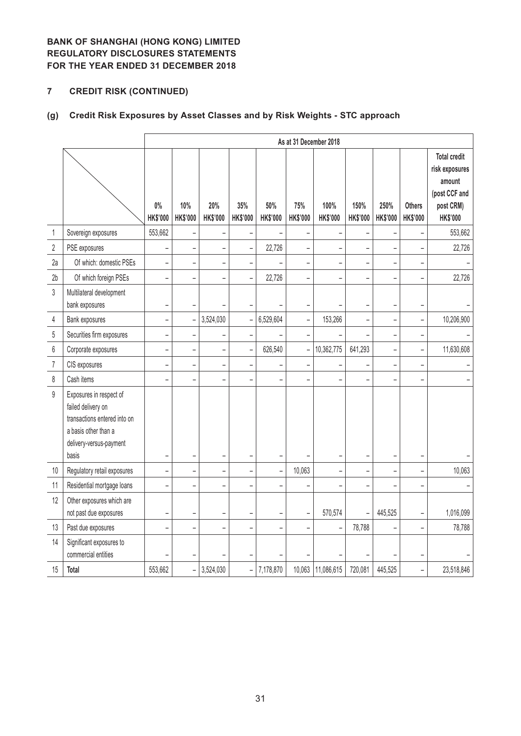**BANK OF SHANGHAI (HONG KONG) LIMITED**
**REGULATORY DISCLOSURES STATEMENTS**
**FOR THE YEAR ENDED 31 DECEMBER 2018**

## 7 CREDIT RISK (CONTINUED)

### (g) Credit Risk Exposures by Asset Classes and by Risk Weights - STC approach

| | | As at 31 December 2018 | | | | | | | | | | |
|---|---|---|---|---|---|---|---|---|---|---|---|---|
| | | 0% HK$'000 | 10% HK$'000 | 20% HK$'000 | 35% HK$'000 | 50% HK$'000 | 75% HK$'000 | 100% HK$'000 | 150% HK$'000 | 250% HK$'000 | Others HK$'000 | Total credit risk exposures amount (post CCF and post CRM) HK$'000 |
| 1 | Sovereign exposures | 553,662 | – | – | – | – | – | – | – | – | – | 553,662 |
| 2 | PSE exposures | – | – | – | – | 22,726 | – | – | – | – | – | 22,726 |
| 2a | Of which: domestic PSEs | – | – | – | – | – | – | – | – | – | – | – |
| 2b | Of which foreign PSEs | – | – | – | – | 22,726 | – | – | – | – | – | 22,726 |
| 3 | Multilateral development bank exposures | – | – | – | – | – | – | – | – | – | – | – |
| 4 | Bank exposures | – | – | 3,524,030 | – | 6,529,604 | – | 153,266 | – | – | – | 10,206,900 |
| 5 | Securities firm exposures | – | – | – | – | – | – | – | – | – | – | – |
| 6 | Corporate exposures | – | – | – | – | 626,540 | – | 10,362,775 | 641,293 | – | – | 11,630,608 |
| 7 | CIS exposures | – | – | – | – | – | – | – | – | – | – | – |
| 8 | Cash items | – | – | – | – | – | – | – | – | – | – | – |
| 9 | Exposures in respect of failed delivery on transactions entered into on a basis other than a delivery-versus-payment basis | – | – | – | – | – | – | – | – | – | – | – |
| 10 | Regulatory retail exposures | – | – | – | – | – | 10,063 | – | – | – | – | 10,063 |
| 11 | Residential mortgage loans | – | – | – | – | – | – | – | – | – | – | – |
| 12 | Other exposures which are not past due exposures | – | – | – | – | – | – | 570,574 | – | 445,525 | – | 1,016,099 |
| 13 | Past due exposures | – | – | – | – | – | – | – | 78,788 | – | – | 78,788 |
| 14 | Significant exposures to commercial entities | – | – | – | – | – | – | – | – | – | – | – |
| 15 | **Total** | 553,662 | – | 3,524,030 | – | 7,178,870 | 10,063 | 11,086,615 | 720,081 | 445,525 | – | 23,518,846 |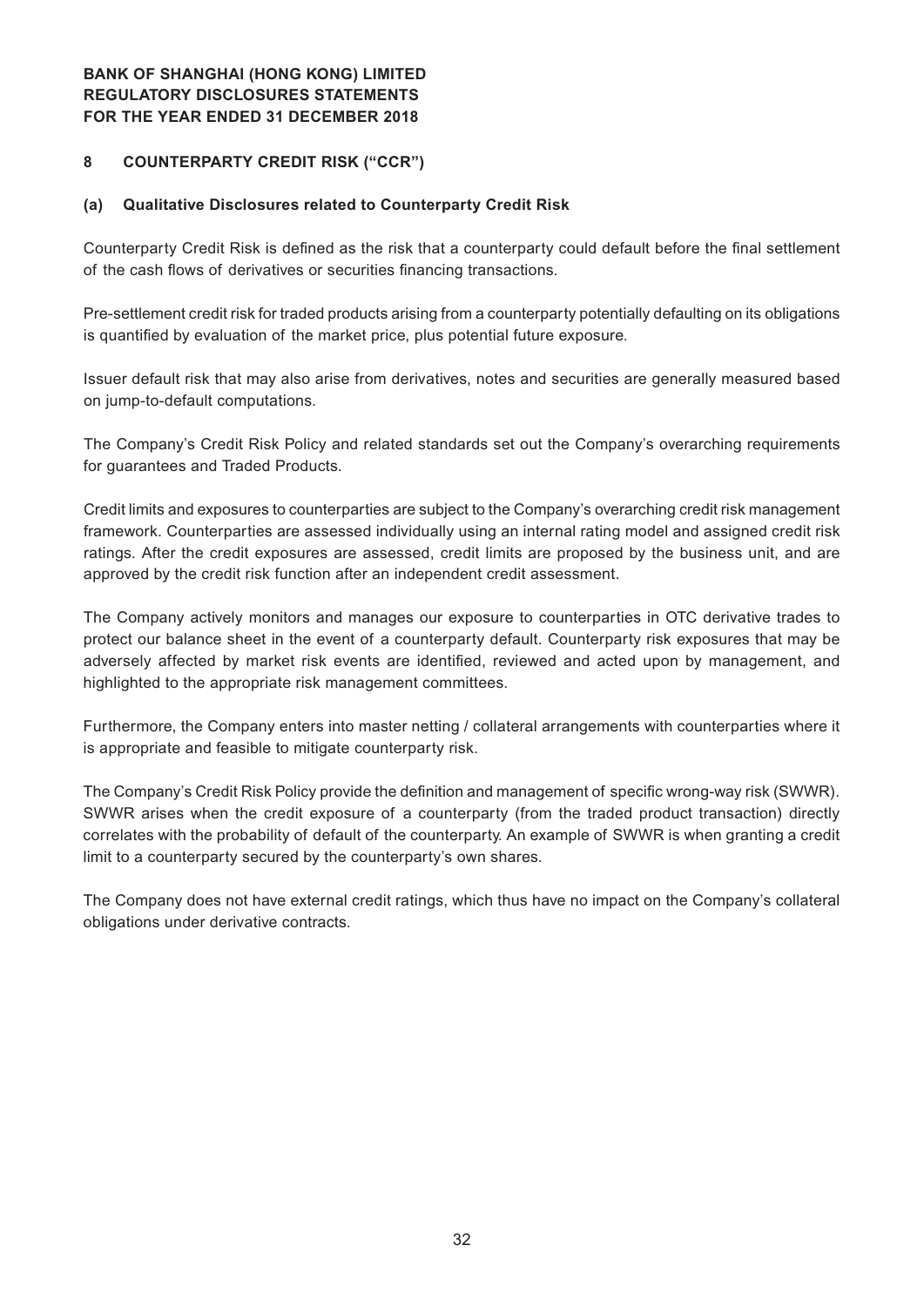## 8 COUNTERPARTY CREDIT RISK ("CCR")

### (a) Qualitative Disclosures related to Counterparty Credit Risk

Counterparty Credit Risk is defined as the risk that a counterparty could default before the final settlement of the cash flows of derivatives or securities financing transactions.

Pre-settlement credit risk for traded products arising from a counterparty potentially defaulting on its obligations is quantified by evaluation of the market price, plus potential future exposure.

Issuer default risk that may also arise from derivatives, notes and securities are generally measured based on jump-to-default computations.

The Company's Credit Risk Policy and related standards set out the Company's overarching requirements for guarantees and Traded Products.

Credit limits and exposures to counterparties are subject to the Company's overarching credit risk management framework. Counterparties are assessed individually using an internal rating model and assigned credit risk ratings. After the credit exposures are assessed, credit limits are proposed by the business unit, and are approved by the credit risk function after an independent credit assessment.

The Company actively monitors and manages our exposure to counterparties in OTC derivative trades to protect our balance sheet in the event of a counterparty default. Counterparty risk exposures that may be adversely affected by market risk events are identified, reviewed and acted upon by management, and highlighted to the appropriate risk management committees.

Furthermore, the Company enters into master netting / collateral arrangements with counterparties where it is appropriate and feasible to mitigate counterparty risk.

The Company's Credit Risk Policy provide the definition and management of specific wrong-way risk (SWWR). SWWR arises when the credit exposure of a counterparty (from the traded product transaction) directly correlates with the probability of default of the counterparty. An example of SWWR is when granting a credit limit to a counterparty secured by the counterparty's own shares.

The Company does not have external credit ratings, which thus have no impact on the Company's collateral obligations under derivative contracts.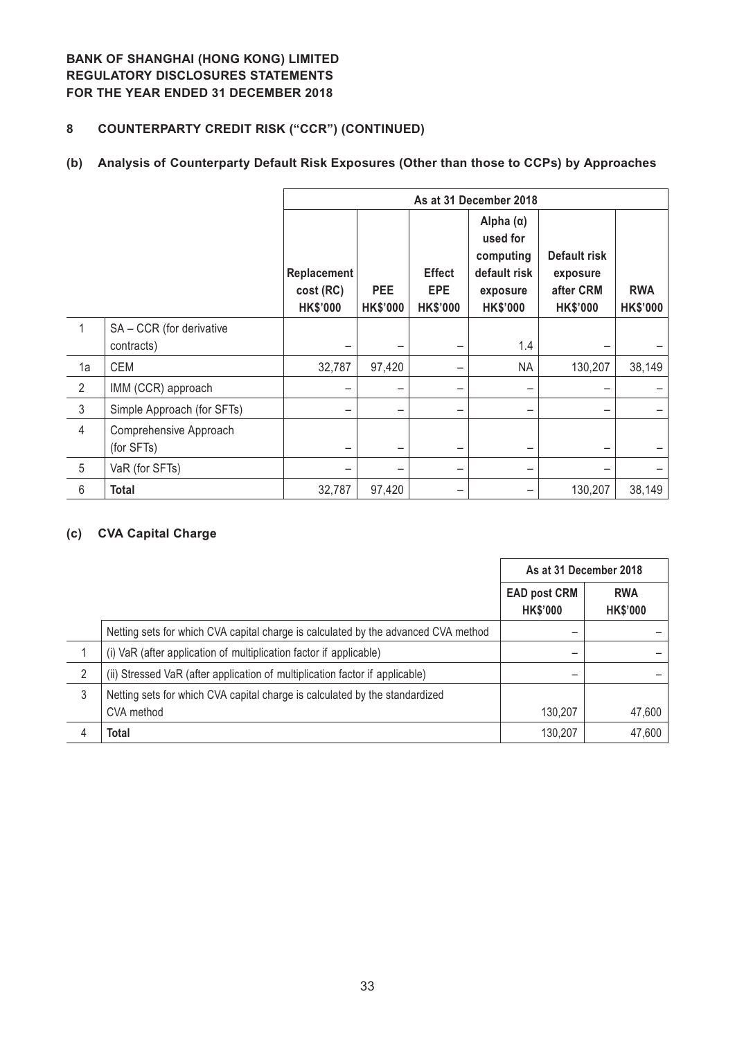**BANK OF SHANGHAI (HONG KONG) LIMITED**
**REGULATORY DISCLOSURES STATEMENTS**
**FOR THE YEAR ENDED 31 DECEMBER 2018**

## 8 COUNTERPARTY CREDIT RISK ("CCR") (CONTINUED)

### (b) Analysis of Counterparty Default Risk Exposures (Other than those to CCPs) by Approaches

| | | As at 31 December 2018 | | | | | |
|---|---|---|---|---|---|---|---|
| | | Replacement cost (RC) HK$'000 | PEE HK$'000 | Effect EPE HK$'000 | Alpha (α) used for computing default risk exposure HK$'000 | Default risk exposure after CRM HK$'000 | RWA HK$'000 |
| 1 | SA – CCR (for derivative contracts) | – | – | – | 1.4 | – | – |
| 1a | CEM | 32,787 | 97,420 | – | NA | 130,207 | 38,149 |
| 2 | IMM (CCR) approach | – | – | – | – | – | – |
| 3 | Simple Approach (for SFTs) | – | – | – | – | – | – |
| 4 | Comprehensive Approach (for SFTs) | – | – | – | – | – | – |
| 5 | VaR (for SFTs) | – | – | – | – | – | – |
| 6 | **Total** | 32,787 | 97,420 | – | – | 130,207 | 38,149 |

### (c) CVA Capital Charge

| | | As at 31 December 2018 | |
|---|---|---|---|
| | | EAD post CRM HK$'000 | RWA HK$'000 |
| | Netting sets for which CVA capital charge is calculated by the advanced CVA method | – | – |
| 1 | (i) VaR (after application of multiplication factor if applicable) | – | – |
| 2 | (ii) Stressed VaR (after application of multiplication factor if applicable) | – | – |
| 3 | Netting sets for which CVA capital charge is calculated by the standardized CVA method | 130,207 | 47,600 |
| 4 | **Total** | 130,207 | 47,600 |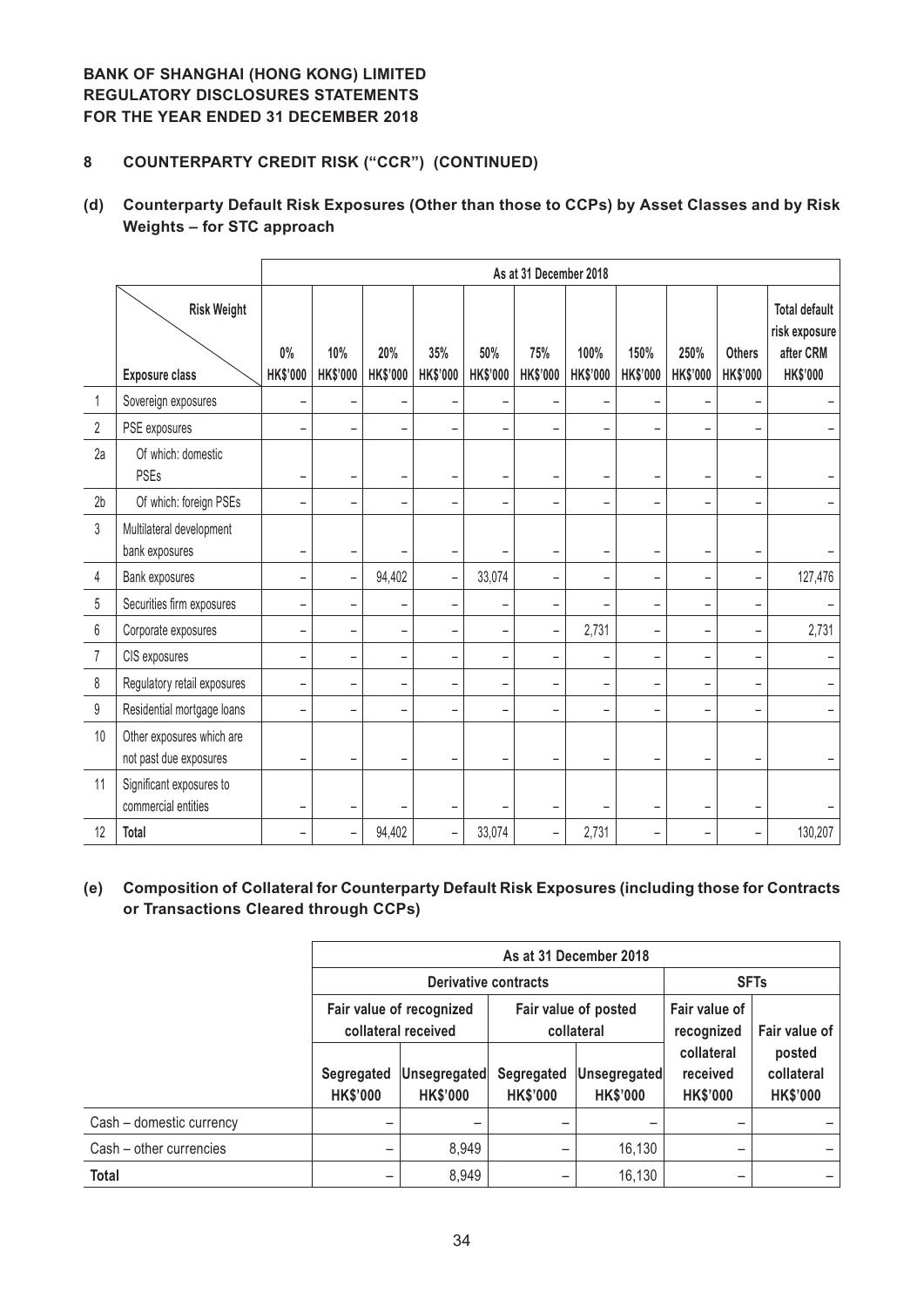**BANK OF SHANGHAI (HONG KONG) LIMITED**
**REGULATORY DISCLOSURES STATEMENTS**
**FOR THE YEAR ENDED 31 DECEMBER 2018**

## 8 COUNTERPARTY CREDIT RISK ("CCR") (CONTINUED)

### (d) Counterparty Default Risk Exposures (Other than those to CCPs) by Asset Classes and by Risk Weights – for STC approach

| | Risk Weight / Exposure class | As at 31 December 2018 | | | | | | | | | | |
|---|---|---|---|---|---|---|---|---|---|---|---|---|
| | | 0% HK$'000 | 10% HK$'000 | 20% HK$'000 | 35% HK$'000 | 50% HK$'000 | 75% HK$'000 | 100% HK$'000 | 150% HK$'000 | 250% HK$'000 | Others HK$'000 | Total default risk exposure after CRM HK$'000 |
| 1 | Sovereign exposures | – | – | – | – | – | – | – | – | – | – | – |
| 2 | PSE exposures | – | – | – | – | – | – | – | – | – | – | – |
| 2a | Of which: domestic PSEs | – | – | – | – | – | – | – | – | – | – | – |
| 2b | Of which: foreign PSEs | – | – | – | – | – | – | – | – | – | – | – |
| 3 | Multilateral development bank exposures | – | – | – | – | – | – | – | – | – | – | – |
| 4 | Bank exposures | – | – | 94,402 | – | 33,074 | – | – | – | – | – | 127,476 |
| 5 | Securities firm exposures | – | – | – | – | – | – | – | – | – | – | – |
| 6 | Corporate exposures | – | – | – | – | – | – | 2,731 | – | – | – | 2,731 |
| 7 | CIS exposures | – | – | – | – | – | – | – | – | – | – | – |
| 8 | Regulatory retail exposures | – | – | – | – | – | – | – | – | – | – | – |
| 9 | Residential mortgage loans | – | – | – | – | – | – | – | – | – | – | – |
| 10 | Other exposures which are not past due exposures | – | – | – | – | – | – | – | – | – | – | – |
| 11 | Significant exposures to commercial entities | – | – | – | – | – | – | – | – | – | – | – |
| 12 | **Total** | – | – | 94,402 | – | 33,074 | – | 2,731 | – | – | – | 130,207 |

### (e) Composition of Collateral for Counterparty Default Risk Exposures (including those for Contracts or Transactions Cleared through CCPs)

| | As at 31 December 2018 | | | | | |
|---|---|---|---|---|---|---|
| | Derivative contracts | | | | SFTs | |
| | Fair value of recognized collateral received | | Fair value of posted collateral | | Fair value of recognized collateral received | Fair value of posted collateral |
| | Segregated HK$'000 | Unsegregated HK$'000 | Segregated HK$'000 | Unsegregated HK$'000 | HK$'000 | HK$'000 |
| Cash – domestic currency | – | – | – | – | – | – |
| Cash – other currencies | – | 8,949 | – | 16,130 | – | – |
| **Total** | – | 8,949 | – | 16,130 | – | – |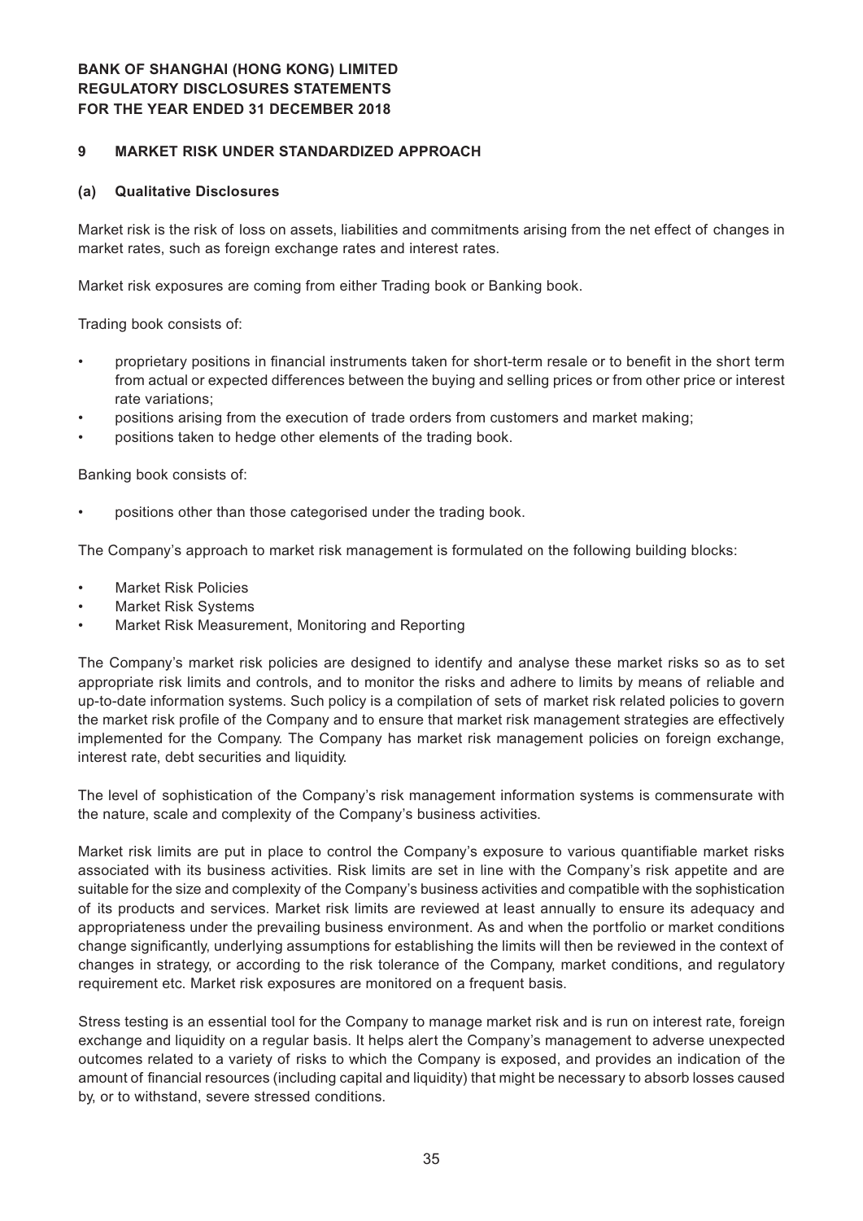## 9 MARKET RISK UNDER STANDARDIZED APPROACH

### (a) Qualitative Disclosures

Market risk is the risk of loss on assets, liabilities and commitments arising from the net effect of changes in market rates, such as foreign exchange rates and interest rates.

Market risk exposures are coming from either Trading book or Banking book.

Trading book consists of:

- proprietary positions in financial instruments taken for short-term resale or to benefit in the short term from actual or expected differences between the buying and selling prices or from other price or interest rate variations;
- positions arising from the execution of trade orders from customers and market making;
- positions taken to hedge other elements of the trading book.

Banking book consists of:

- positions other than those categorised under the trading book.

The Company's approach to market risk management is formulated on the following building blocks:

- Market Risk Policies
- Market Risk Systems
- Market Risk Measurement, Monitoring and Reporting

The Company's market risk policies are designed to identify and analyse these market risks so as to set appropriate risk limits and controls, and to monitor the risks and adhere to limits by means of reliable and up-to-date information systems. Such policy is a compilation of sets of market risk related policies to govern the market risk profile of the Company and to ensure that market risk management strategies are effectively implemented for the Company. The Company has market risk management policies on foreign exchange, interest rate, debt securities and liquidity.

The level of sophistication of the Company's risk management information systems is commensurate with the nature, scale and complexity of the Company's business activities.

Market risk limits are put in place to control the Company's exposure to various quantifiable market risks associated with its business activities. Risk limits are set in line with the Company's risk appetite and are suitable for the size and complexity of the Company's business activities and compatible with the sophistication of its products and services. Market risk limits are reviewed at least annually to ensure its adequacy and appropriateness under the prevailing business environment. As and when the portfolio or market conditions change significantly, underlying assumptions for establishing the limits will then be reviewed in the context of changes in strategy, or according to the risk tolerance of the Company, market conditions, and regulatory requirement etc. Market risk exposures are monitored on a frequent basis.

Stress testing is an essential tool for the Company to manage market risk and is run on interest rate, foreign exchange and liquidity on a regular basis. It helps alert the Company's management to adverse unexpected outcomes related to a variety of risks to which the Company is exposed, and provides an indication of the amount of financial resources (including capital and liquidity) that might be necessary to absorb losses caused by, or to withstand, severe stressed conditions.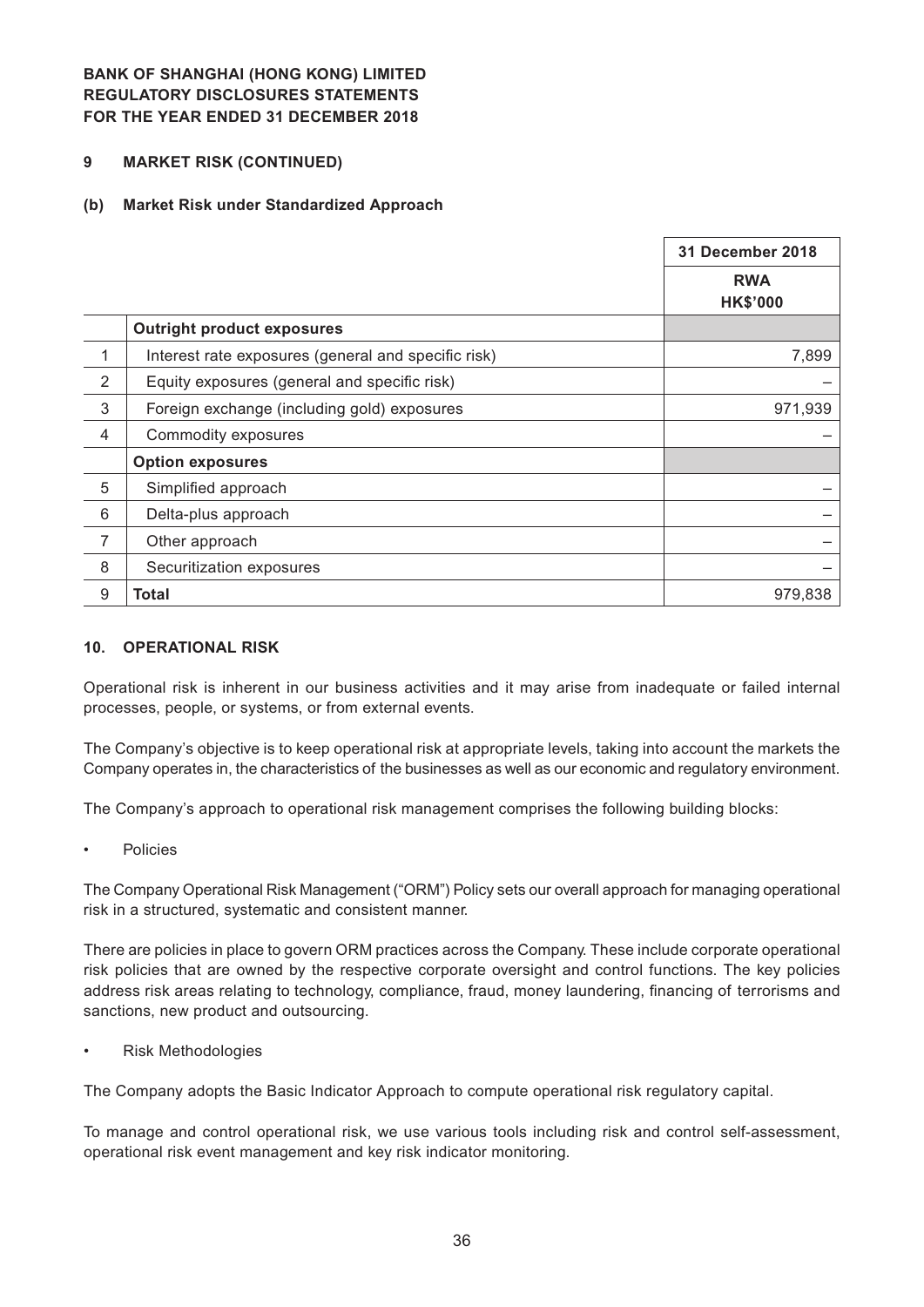**BANK OF SHANGHAI (HONG KONG) LIMITED**
**REGULATORY DISCLOSURES STATEMENTS**
**FOR THE YEAR ENDED 31 DECEMBER 2018**

## 9 MARKET RISK (CONTINUED)

### (b) Market Risk under Standardized Approach

| | | 31 December 2018 |
|---|---|---|
| | | **RWA HK$'000** |
| | **Outright product exposures** | |
| 1 | Interest rate exposures (general and specific risk) | 7,899 |
| 2 | Equity exposures (general and specific risk) | – |
| 3 | Foreign exchange (including gold) exposures | 971,939 |
| 4 | Commodity exposures | – |
| | **Option exposures** | |
| 5 | Simplified approach | – |
| 6 | Delta-plus approach | – |
| 7 | Other approach | – |
| 8 | Securitization exposures | – |
| 9 | **Total** | 979,838 |

## 10. OPERATIONAL RISK

Operational risk is inherent in our business activities and it may arise from inadequate or failed internal processes, people, or systems, or from external events.

The Company's objective is to keep operational risk at appropriate levels, taking into account the markets the Company operates in, the characteristics of the businesses as well as our economic and regulatory environment.

The Company's approach to operational risk management comprises the following building blocks:

- Policies

The Company Operational Risk Management ("ORM") Policy sets our overall approach for managing operational risk in a structured, systematic and consistent manner.

There are policies in place to govern ORM practices across the Company. These include corporate operational risk policies that are owned by the respective corporate oversight and control functions. The key policies address risk areas relating to technology, compliance, fraud, money laundering, financing of terrorisms and sanctions, new product and outsourcing.

- Risk Methodologies

The Company adopts the Basic Indicator Approach to compute operational risk regulatory capital.

To manage and control operational risk, we use various tools including risk and control self-assessment, operational risk event management and key risk indicator monitoring.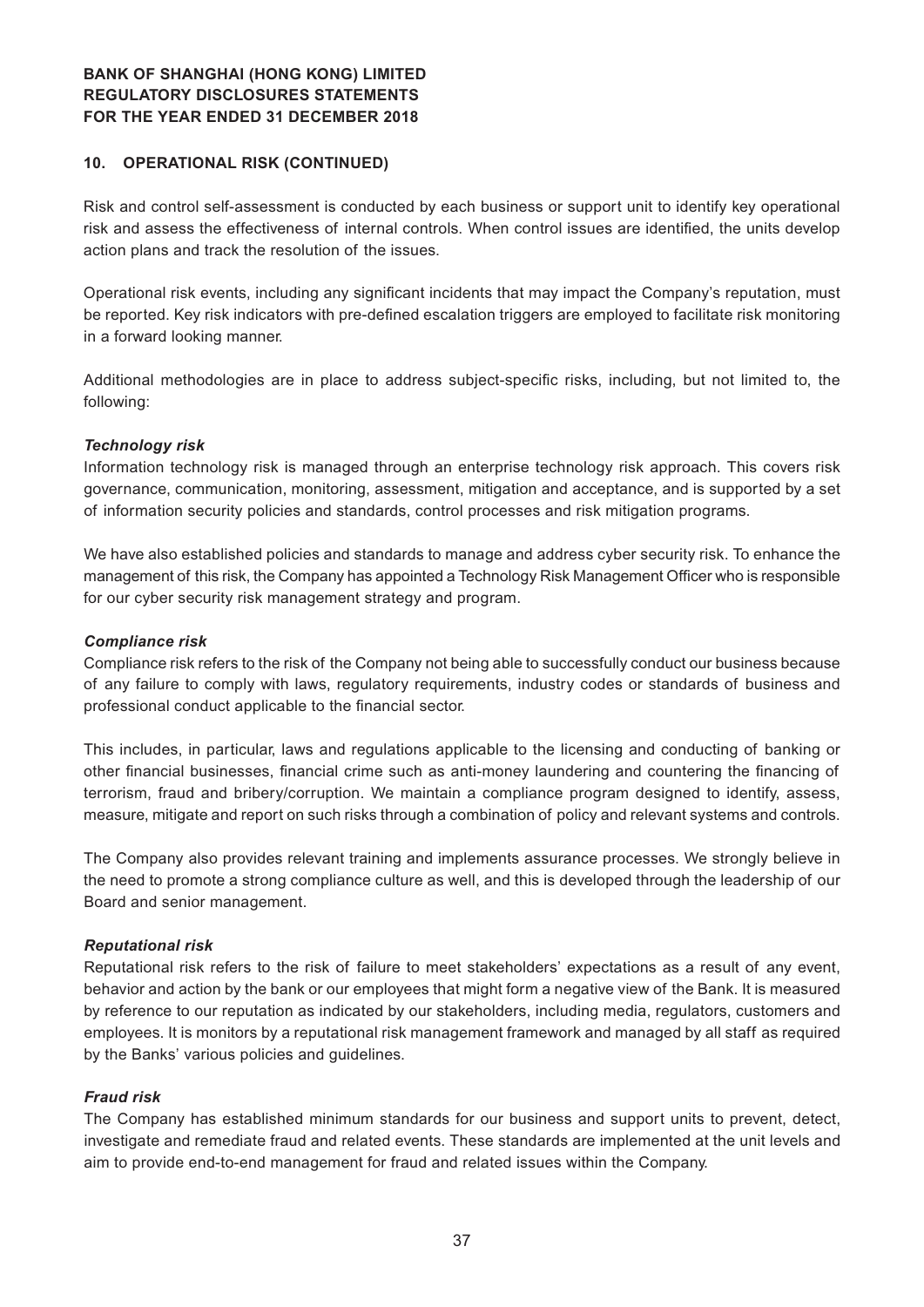## 10. OPERATIONAL RISK (CONTINUED)

Risk and control self-assessment is conducted by each business or support unit to identify key operational risk and assess the effectiveness of internal controls. When control issues are identified, the units develop action plans and track the resolution of the issues.

Operational risk events, including any significant incidents that may impact the Company's reputation, must be reported. Key risk indicators with pre-defined escalation triggers are employed to facilitate risk monitoring in a forward looking manner.

Additional methodologies are in place to address subject-specific risks, including, but not limited to, the following:

***Technology risk***

Information technology risk is managed through an enterprise technology risk approach. This covers risk governance, communication, monitoring, assessment, mitigation and acceptance, and is supported by a set of information security policies and standards, control processes and risk mitigation programs.

We have also established policies and standards to manage and address cyber security risk. To enhance the management of this risk, the Company has appointed a Technology Risk Management Officer who is responsible for our cyber security risk management strategy and program.

***Compliance risk***

Compliance risk refers to the risk of the Company not being able to successfully conduct our business because of any failure to comply with laws, regulatory requirements, industry codes or standards of business and professional conduct applicable to the financial sector.

This includes, in particular, laws and regulations applicable to the licensing and conducting of banking or other financial businesses, financial crime such as anti-money laundering and countering the financing of terrorism, fraud and bribery/corruption. We maintain a compliance program designed to identify, assess, measure, mitigate and report on such risks through a combination of policy and relevant systems and controls.

The Company also provides relevant training and implements assurance processes. We strongly believe in the need to promote a strong compliance culture as well, and this is developed through the leadership of our Board and senior management.

***Reputational risk***

Reputational risk refers to the risk of failure to meet stakeholders' expectations as a result of any event, behavior and action by the bank or our employees that might form a negative view of the Bank. It is measured by reference to our reputation as indicated by our stakeholders, including media, regulators, customers and employees. It is monitors by a reputational risk management framework and managed by all staff as required by the Banks' various policies and guidelines.

***Fraud risk***

The Company has established minimum standards for our business and support units to prevent, detect, investigate and remediate fraud and related events. These standards are implemented at the unit levels and aim to provide end-to-end management for fraud and related issues within the Company.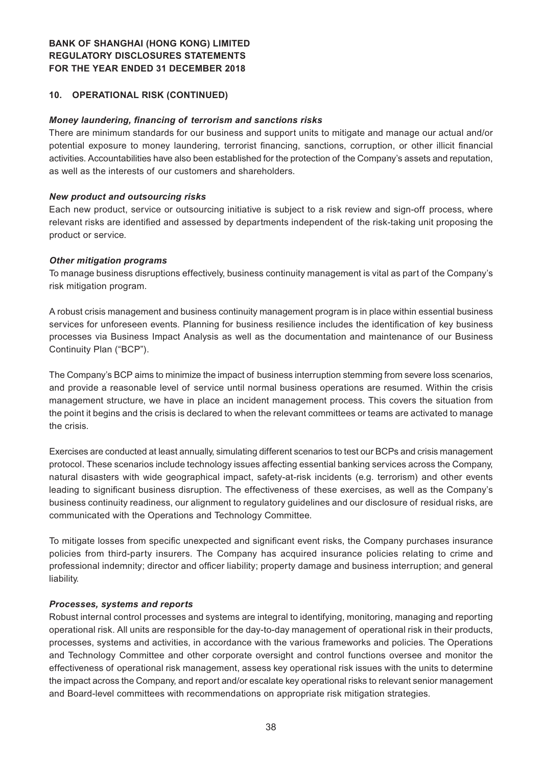## 10. OPERATIONAL RISK (CONTINUED)

***Money laundering, financing of terrorism and sanctions risks***

There are minimum standards for our business and support units to mitigate and manage our actual and/or potential exposure to money laundering, terrorist financing, sanctions, corruption, or other illicit financial activities. Accountabilities have also been established for the protection of the Company's assets and reputation, as well as the interests of our customers and shareholders.

***New product and outsourcing risks***

Each new product, service or outsourcing initiative is subject to a risk review and sign-off process, where relevant risks are identified and assessed by departments independent of the risk-taking unit proposing the product or service.

***Other mitigation programs***

To manage business disruptions effectively, business continuity management is vital as part of the Company's risk mitigation program.

A robust crisis management and business continuity management program is in place within essential business services for unforeseen events. Planning for business resilience includes the identification of key business processes via Business Impact Analysis as well as the documentation and maintenance of our Business Continuity Plan ("BCP").

The Company's BCP aims to minimize the impact of business interruption stemming from severe loss scenarios, and provide a reasonable level of service until normal business operations are resumed. Within the crisis management structure, we have in place an incident management process. This covers the situation from the point it begins and the crisis is declared to when the relevant committees or teams are activated to manage the crisis.

Exercises are conducted at least annually, simulating different scenarios to test our BCPs and crisis management protocol. These scenarios include technology issues affecting essential banking services across the Company, natural disasters with wide geographical impact, safety-at-risk incidents (e.g. terrorism) and other events leading to significant business disruption. The effectiveness of these exercises, as well as the Company's business continuity readiness, our alignment to regulatory guidelines and our disclosure of residual risks, are communicated with the Operations and Technology Committee.

To mitigate losses from specific unexpected and significant event risks, the Company purchases insurance policies from third-party insurers. The Company has acquired insurance policies relating to crime and professional indemnity; director and officer liability; property damage and business interruption; and general liability.

***Processes, systems and reports***

Robust internal control processes and systems are integral to identifying, monitoring, managing and reporting operational risk. All units are responsible for the day-to-day management of operational risk in their products, processes, systems and activities, in accordance with the various frameworks and policies. The Operations and Technology Committee and other corporate oversight and control functions oversee and monitor the effectiveness of operational risk management, assess key operational risk issues with the units to determine the impact across the Company, and report and/or escalate key operational risks to relevant senior management and Board-level committees with recommendations on appropriate risk mitigation strategies.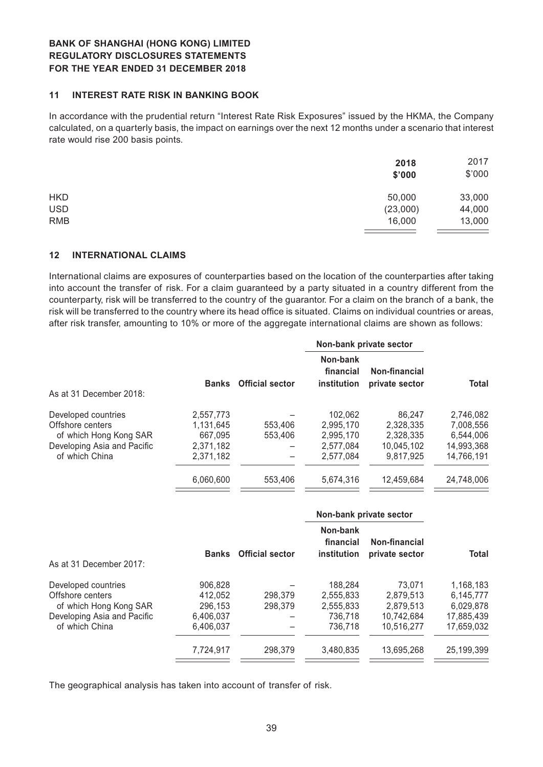## 11 INTEREST RATE RISK IN BANKING BOOK

In accordance with the prudential return "Interest Rate Risk Exposures" issued by the HKMA, the Company calculated, on a quarterly basis, the impact on earnings over the next 12 months under a scenario that interest rate would rise 200 basis points.

| | **2018** **\$'000** | 2017 \$'000 |
|---|---|---|
| HKD | 50,000 | 33,000 |
| USD | (23,000) | 44,000 |
| RMB | 16,000 | 13,000 |

## 12 INTERNATIONAL CLAIMS

International claims are exposures of counterparties based on the location of the counterparties after taking into account the transfer of risk. For a claim guaranteed by a party situated in a country different from the counterparty, risk will be transferred to the country of the guarantor. For a claim on the branch of a bank, the risk will be transferred to the country where its head office is situated. Claims on individual countries or areas, after risk transfer, amounting to 10% or more of the aggregate international claims are shown as follows:

| | | | **Non-bank private sector** | | |
|---|---|---|---|---|---|
| As at 31 December 2018: | **Banks** | **Official sector** | **Non-bank financial institution** | **Non-financial private sector** | **Total** |
| Developed countries | 2,557,773 | – | 102,062 | 86,247 | 2,746,082 |
| Offshore centers | 1,131,645 | 553,406 | 2,995,170 | 2,328,335 | 7,008,556 |
| of which Hong Kong SAR | 667,095 | 553,406 | 2,995,170 | 2,328,335 | 6,544,006 |
| Developing Asia and Pacific | 2,371,182 | – | 2,577,084 | 10,045,102 | 14,993,368 |
| of which China | 2,371,182 | – | 2,577,084 | 9,817,925 | 14,766,191 |
| | 6,060,600 | 553,406 | 5,674,316 | 12,459,684 | 24,748,006 |

| | | | **Non-bank private sector** | | |
|---|---|---|---|---|---|
| As at 31 December 2017: | **Banks** | **Official sector** | **Non-bank financial institution** | **Non-financial private sector** | **Total** |
| Developed countries | 906,828 | – | 188,284 | 73,071 | 1,168,183 |
| Offshore centers | 412,052 | 298,379 | 2,555,833 | 2,879,513 | 6,145,777 |
| of which Hong Kong SAR | 296,153 | 298,379 | 2,555,833 | 2,879,513 | 6,029,878 |
| Developing Asia and Pacific | 6,406,037 | – | 736,718 | 10,742,684 | 17,885,439 |
| of which China | 6,406,037 | – | 736,718 | 10,516,277 | 17,659,032 |
| | 7,724,917 | 298,379 | 3,480,835 | 13,695,268 | 25,199,399 |

The geographical analysis has taken into account of transfer of risk.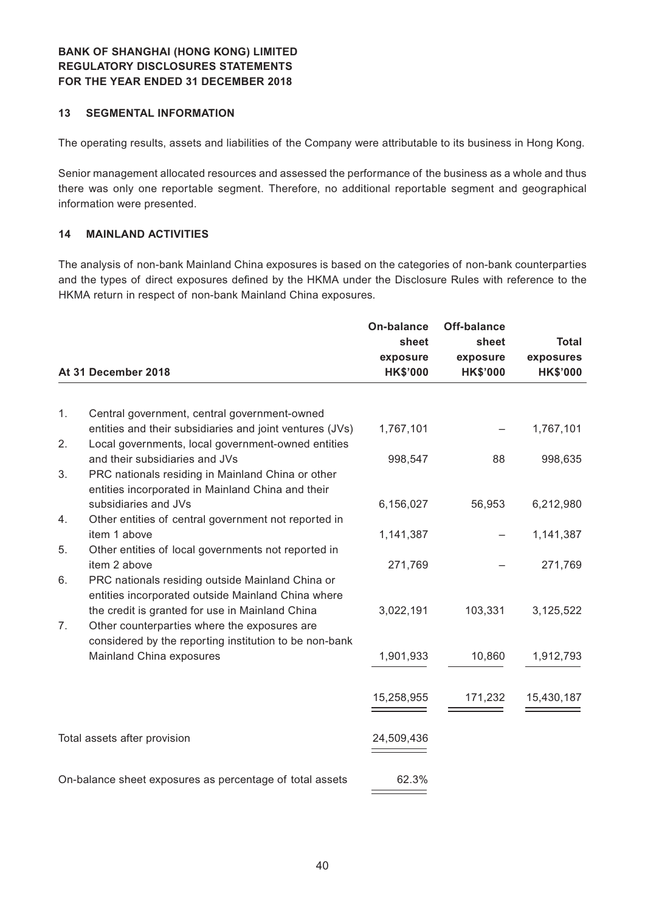**BANK OF SHANGHAI (HONG KONG) LIMITED**
**REGULATORY DISCLOSURES STATEMENTS**
**FOR THE YEAR ENDED 31 DECEMBER 2018**

## 13 SEGMENTAL INFORMATION

The operating results, assets and liabilities of the Company were attributable to its business in Hong Kong.

Senior management allocated resources and assessed the performance of the business as a whole and thus there was only one reportable segment. Therefore, no additional reportable segment and geographical information were presented.

## 14 MAINLAND ACTIVITIES

The analysis of non-bank Mainland China exposures is based on the categories of non-bank counterparties and the types of direct exposures defined by the HKMA under the Disclosure Rules with reference to the HKMA return in respect of non-bank Mainland China exposures.

| At 31 December 2018 | On-balance sheet exposure HK$'000 | Off-balance sheet exposure HK$'000 | Total exposures HK$'000 |
|---|---|---|---|
| 1. Central government, central government-owned entities and their subsidiaries and joint ventures (JVs) | 1,767,101 | – | 1,767,101 |
| 2. Local governments, local government-owned entities and their subsidiaries and JVs | 998,547 | 88 | 998,635 |
| 3. PRC nationals residing in Mainland China or other entities incorporated in Mainland China and their subsidiaries and JVs | 6,156,027 | 56,953 | 6,212,980 |
| 4. Other entities of central government not reported in item 1 above | 1,141,387 | – | 1,141,387 |
| 5. Other entities of local governments not reported in item 2 above | 271,769 | – | 271,769 |
| 6. PRC nationals residing outside Mainland China or entities incorporated outside Mainland China where the credit is granted for use in Mainland China | 3,022,191 | 103,331 | 3,125,522 |
| 7. Other counterparties where the exposures are considered by the reporting institution to be non-bank Mainland China exposures | 1,901,933 | 10,860 | 1,912,793 |
| | 15,258,955 | 171,232 | 15,430,187 |
| Total assets after provision | 24,509,436 | | |
| On-balance sheet exposures as percentage of total assets | 62.3% | | |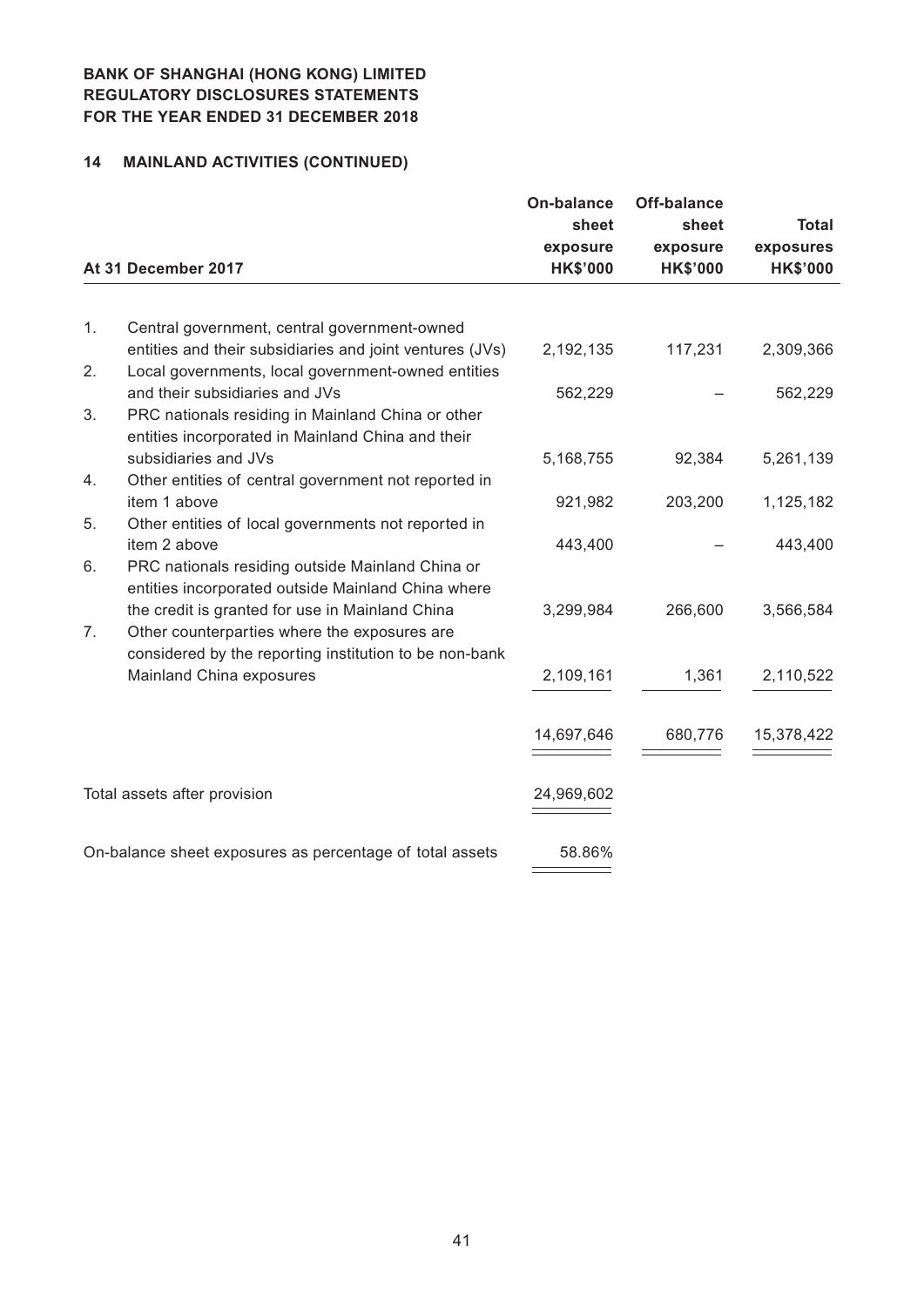**BANK OF SHANGHAI (HONG KONG) LIMITED**
**REGULATORY DISCLOSURES STATEMENTS**
**FOR THE YEAR ENDED 31 DECEMBER 2018**

## 14 MAINLAND ACTIVITIES (CONTINUED)

| At 31 December 2017 | On-balance sheet exposure HK$'000 | Off-balance sheet exposure HK$'000 | Total exposures HK$'000 |
|---|---|---|---|
| 1. Central government, central government-owned entities and their subsidiaries and joint ventures (JVs) | 2,192,135 | 117,231 | 2,309,366 |
| 2. Local governments, local government-owned entities and their subsidiaries and JVs | 562,229 | – | 562,229 |
| 3. PRC nationals residing in Mainland China or other entities incorporated in Mainland China and their subsidiaries and JVs | 5,168,755 | 92,384 | 5,261,139 |
| 4. Other entities of central government not reported in item 1 above | 921,982 | 203,200 | 1,125,182 |
| 5. Other entities of local governments not reported in item 2 above | 443,400 | – | 443,400 |
| 6. PRC nationals residing outside Mainland China or entities incorporated outside Mainland China where the credit is granted for use in Mainland China | 3,299,984 | 266,600 | 3,566,584 |
| 7. Other counterparties where the exposures are considered by the reporting institution to be non-bank Mainland China exposures | 2,109,161 | 1,361 | 2,110,522 |
| | 14,697,646 | 680,776 | 15,378,422 |
| Total assets after provision | 24,969,602 | | |
| On-balance sheet exposures as percentage of total assets | 58.86% | | |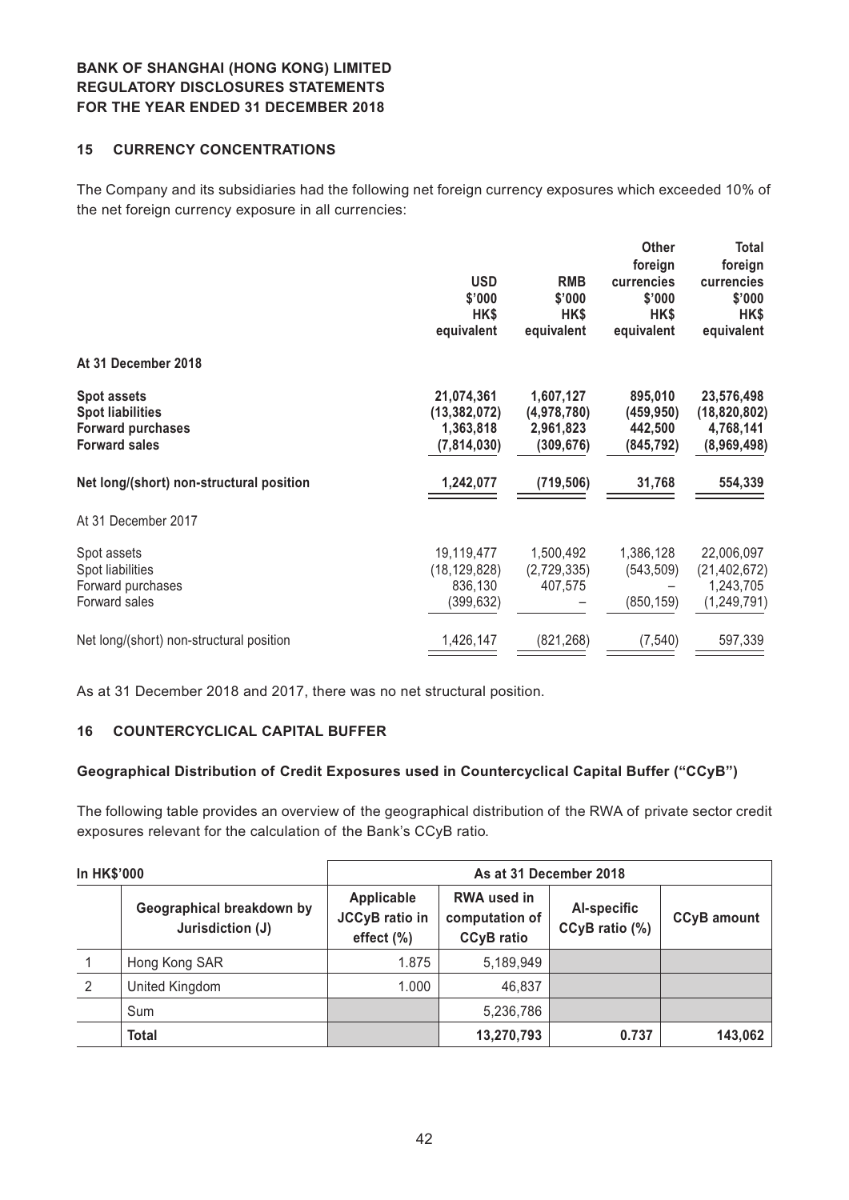**BANK OF SHANGHAI (HONG KONG) LIMITED**
**REGULATORY DISCLOSURES STATEMENTS**
**FOR THE YEAR ENDED 31 DECEMBER 2018**

## 15 CURRENCY CONCENTRATIONS

The Company and its subsidiaries had the following net foreign currency exposures which exceeded 10% of the net foreign currency exposure in all currencies:

| | USD \$'000 HK\$ equivalent | RMB \$'000 HK\$ equivalent | Other foreign currencies \$'000 HK\$ equivalent | Total foreign currencies \$'000 HK\$ equivalent |
|---|---|---|---|---|
| **At 31 December 2018** | | | | |
| **Spot assets** | **21,074,361** | **1,607,127** | **895,010** | **23,576,498** |
| **Spot liabilities** | **(13,382,072)** | **(4,978,780)** | **(459,950)** | **(18,820,802)** |
| **Forward purchases** | **1,363,818** | **2,961,823** | **442,500** | **4,768,141** |
| **Forward sales** | **(7,814,030)** | **(309,676)** | **(845,792)** | **(8,969,498)** |
| **Net long/(short) non-structural position** | **1,242,077** | **(719,506)** | **31,768** | **554,339** |
| At 31 December 2017 | | | | |
| Spot assets | 19,119,477 | 1,500,492 | 1,386,128 | 22,006,097 |
| Spot liabilities | (18,129,828) | (2,729,335) | (543,509) | (21,402,672) |
| Forward purchases | 836,130 | 407,575 | – | 1,243,705 |
| Forward sales | (399,632) | – | (850,159) | (1,249,791) |
| Net long/(short) non-structural position | 1,426,147 | (821,268) | (7,540) | 597,339 |

As at 31 December 2018 and 2017, there was no net structural position.

## 16 COUNTERCYCLICAL CAPITAL BUFFER

### Geographical Distribution of Credit Exposures used in Countercyclical Capital Buffer ("CCyB")

The following table provides an overview of the geographical distribution of the RWA of private sector credit exposures relevant for the calculation of the Bank's CCyB ratio.

| In HK\$'000 | | As at 31 December 2018 | | | |
|---|---|---|---|---|---|
| | Geographical breakdown by Jurisdiction (J) | Applicable JCCyB ratio in effect (%) | RWA used in computation of CCyB ratio | AI-specific CCyB ratio (%) | CCyB amount |
| 1 | Hong Kong SAR | 1.875 | 5,189,949 | | |
| 2 | United Kingdom | 1.000 | 46,837 | | |
| | Sum | | 5,236,786 | | |
| | **Total** | | **13,270,793** | **0.737** | **143,062** |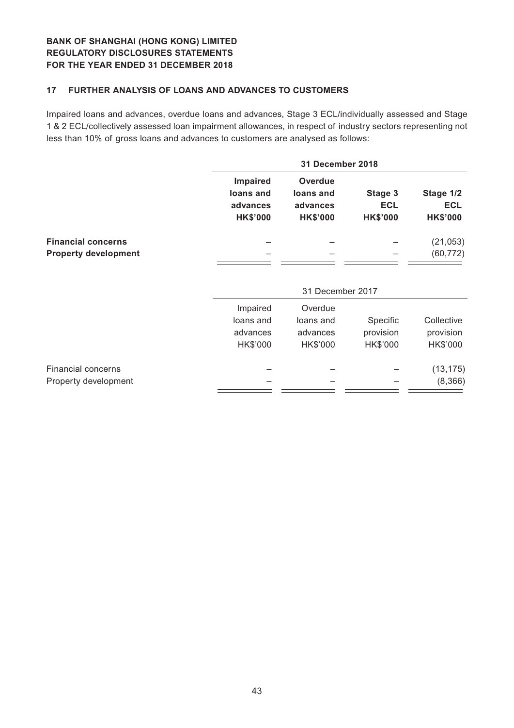## 17 FURTHER ANALYSIS OF LOANS AND ADVANCES TO CUSTOMERS

Impaired loans and advances, overdue loans and advances, Stage 3 ECL/individually assessed and Stage 1 & 2 ECL/collectively assessed loan impairment allowances, in respect of industry sectors representing not less than 10% of gross loans and advances to customers are analysed as follows:

| | **31 December 2018** | | | |
|---|---|---|---|---|
| | **Impaired loans and advances HK$'000** | **Overdue loans and advances HK$'000** | **Stage 3 ECL HK$'000** | **Stage 1/2 ECL HK$'000** |
| **Financial concerns** | – | – | – | (21,053) |
| **Property development** | – | – | – | (60,772) |

| | 31 December 2017 | | | |
|---|---|---|---|---|
| | Impaired loans and advances HK$'000 | Overdue loans and advances HK$'000 | Specific provision HK$'000 | Collective provision HK$'000 |
| Financial concerns | – | – | – | (13,175) |
| Property development | – | – | – | (8,366) |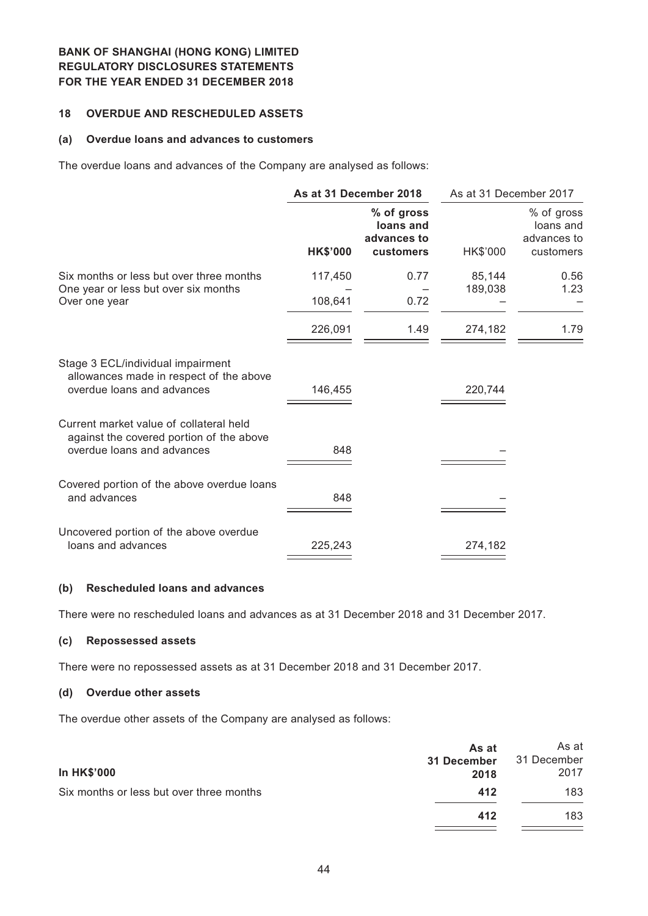**BANK OF SHANGHAI (HONG KONG) LIMITED**
**REGULATORY DISCLOSURES STATEMENTS**
**FOR THE YEAR ENDED 31 DECEMBER 2018**

## 18 OVERDUE AND RESCHEDULED ASSETS

### (a) Overdue loans and advances to customers

The overdue loans and advances of the Company are analysed as follows:

| | **As at 31 December 2018** | | As at 31 December 2017 | |
|---|---|---|---|---|
| | **HK$'000** | **% of gross loans and advances to customers** | HK$'000 | % of gross loans and advances to customers |
| Six months or less but over three months | 117,450 | 0.77 | 85,144 | 0.56 |
| One year or less but over six months | – | – | 189,038 | 1.23 |
| Over one year | 108,641 | 0.72 | – | – |
| | 226,091 | 1.49 | 274,182 | 1.79 |
| Stage 3 ECL/individual impairment allowances made in respect of the above overdue loans and advances | 146,455 | | 220,744 | |
| Current market value of collateral held against the covered portion of the above overdue loans and advances | 848 | | – | |
| Covered portion of the above overdue loans and advances | 848 | | – | |
| Uncovered portion of the above overdue loans and advances | 225,243 | | 274,182 | |

### (b) Rescheduled loans and advances

There were no rescheduled loans and advances as at 31 December 2018 and 31 December 2017.

### (c) Repossessed assets

There were no repossessed assets as at 31 December 2018 and 31 December 2017.

### (d) Overdue other assets

The overdue other assets of the Company are analysed as follows:

| In HK$'000 | **As at 31 December 2018** | As at 31 December 2017 |
|---|---|---|
| Six months or less but over three months | **412** | 183 |
| | **412** | 183 |